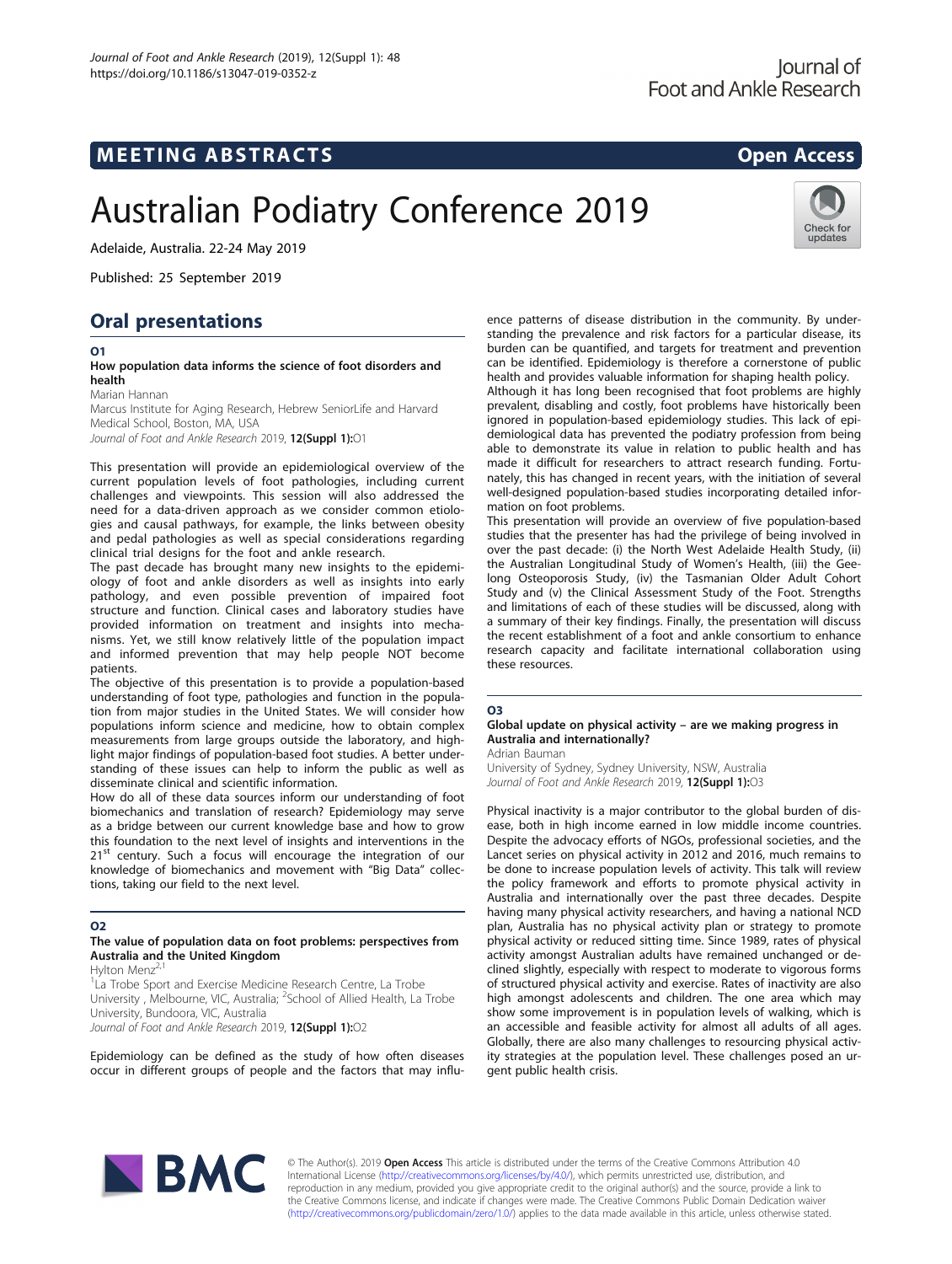# Australian Podiatry Conference 2019

Adelaide, Australia. 22-24 May 2019

Published: 25 September 2019

## Oral presentations

### O1

**How population data informs the science of foot disorders and health**

Marian Hannan

Marcus Institute for Aging Research, Hebrew SeniorLife and Harvard Medical School, Boston, MA, USA

*Journal of Foot and Ankle Research* 2019, **12(Suppl 1):**O1

This presentation will provide an epidemiological overview of the current population levels of foot pathologies, including current challenges and viewpoints. This session will also addressed the need for a data-driven approach as we consider common etiologies and causal pathways, for example, the links between obesity and pedal pathologies as well as special considerations regarding clinical trial designs for the foot and ankle research.

The past decade has brought many new insights to the epidemiology of foot and ankle disorders as well as insights into early pathology, and even possible prevention of impaired foot structure and function. Clinical cases and laboratory studies have provided information on treatment and insights into mechanisms. Yet, we still know relatively little of the population impact and informed prevention that may help people NOT become patients.

The objective of this presentation is to provide a population-based understanding of foot type, pathologies and function in the population from major studies in the United States. We will consider how populations inform science and medicine, how to obtain complex measurements from large groups outside the laboratory, and highlight major findings of population-based foot studies. A better understanding of these issues can help to inform the public as well as disseminate clinical and scientific information.

How do all of these data sources inform our understanding of foot biomechanics and translation of research? Epidemiology may serve as a bridge between our current knowledge base and how to grow this foundation to the next level of insights and interventions in the 21st century. Such a focus will encourage the integration of our knowledge of biomechanics and movement with "Big Data" collections, taking our field to the next level.

### O2

**The value of population data on foot problems: perspectives from Australia and the United Kingdom**

Hylton Menz[2,1]

[1]La Trobe Sport and Exercise Medicine Research Centre, La Trobe University , Melbourne, VIC, Australia; [2]School of Allied Health, La Trobe University, Bundoora, VIC, Australia

*Journal of Foot and Ankle Research* 2019, **12(Suppl 1):**O2

Epidemiology can be defined as the study of how often diseases occur in different groups of people and the factors that may influence patterns of disease distribution in the community. By understanding the prevalence and risk factors for a particular disease, its burden can be quantified, and targets for treatment and prevention can be identified. Epidemiology is therefore a cornerstone of public health and provides valuable information for shaping health policy.

Although it has long been recognised that foot problems are highly prevalent, disabling and costly, foot problems have historically been ignored in population-based epidemiology studies. This lack of epidemiological data has prevented the podiatry profession from being able to demonstrate its value in relation to public health and has made it difficult for researchers to attract research funding. Fortunately, this has changed in recent years, with the initiation of several well-designed population-based studies incorporating detailed information on foot problems.

This presentation will provide an overview of five population-based studies that the presenter has had the privilege of being involved in over the past decade: (i) the North West Adelaide Health Study, (ii) the Australian Longitudinal Study of Women's Health, (iii) the Geelong Osteoporosis Study, (iv) the Tasmanian Older Adult Cohort Study and (v) the Clinical Assessment Study of the Foot. Strengths and limitations of each of these studies will be discussed, along with a summary of their key findings. Finally, the presentation will discuss the recent establishment of a foot and ankle consortium to enhance research capacity and facilitate international collaboration using these resources.

### O3

**Global update on physical activity – are we making progress in Australia and internationally?**

Adrian Bauman

University of Sydney, Sydney University, NSW, Australia

*Journal of Foot and Ankle Research* 2019, **12(Suppl 1):**O3

Physical inactivity is a major contributor to the global burden of disease, both in high income earned in low middle income countries. Despite the advocacy efforts of NGOs, professional societies, and the Lancet series on physical activity in 2012 and 2016, much remains to be done to increase population levels of activity. This talk will review the policy framework and efforts to promote physical activity in Australia and internationally over the past three decades. Despite having many physical activity researchers, and having a national NCD plan, Australia has no physical activity plan or strategy to promote physical activity or reduced sitting time. Since 1989, rates of physical activity amongst Australian adults have remained unchanged or declined slightly, especially with respect to moderate to vigorous forms of structured physical activity and exercise. Rates of inactivity are also high amongst adolescents and children. The one area which may show some improvement is in population levels of walking, which is an accessible and feasible activity for almost all adults of all ages. Globally, there are also many challenges to resourcing physical activity strategies at the population level. These challenges posed an urgent public health crisis.

© The Author(s). 2019 **Open Access** This article is distributed under the terms of the Creative Commons Attribution 4.0 International License (http://creativecommons.org/licenses/by/4.0/), which permits unrestricted use, distribution, and reproduction in any medium, provided you give appropriate credit to the original author(s) and the source, provide a link to the Creative Commons license, and indicate if changes were made. The Creative Commons Public Domain Dedication waiver (http://creativecommons.org/publicdomain/zero/1.0/) applies to the data made available in this article, unless otherwise stated.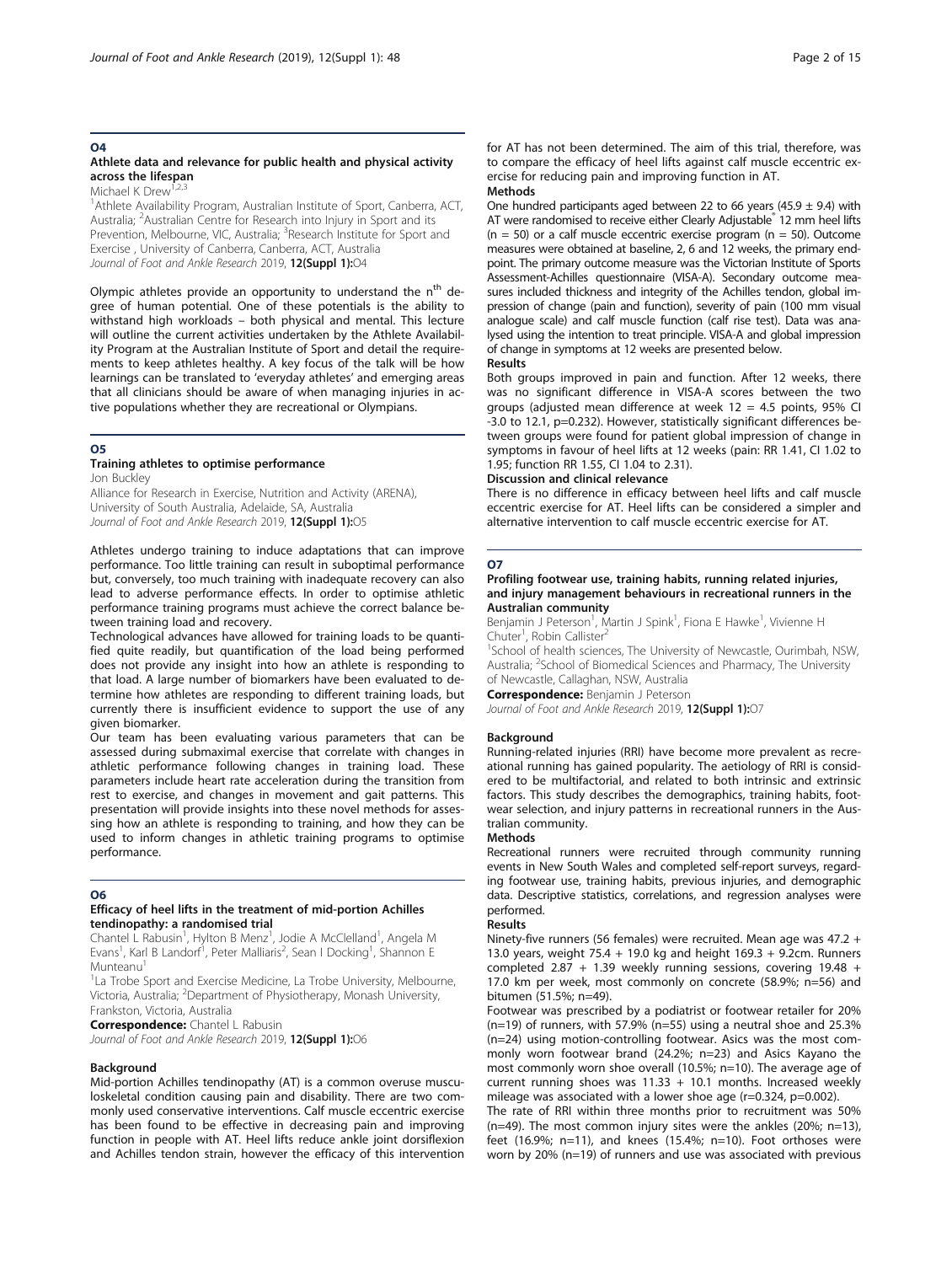## O4

### Athlete data and relevance for public health and physical activity across the lifespan

Michael K Drew[1,2,3]

[1]Athlete Availability Program, Australian Institute of Sport, Canberra, ACT, Australia; [2]Australian Centre for Research into Injury in Sport and its Prevention, Melbourne, VIC, Australia; [3]Research Institute for Sport and Exercise , University of Canberra, Canberra, ACT, Australia

*Journal of Foot and Ankle Research* 2019, **12(Suppl 1):**O4

Olympic athletes provide an opportunity to understand the $n^{th}$ degree of human potential. One of these potentials is the ability to withstand high workloads – both physical and mental. This lecture will outline the current activities undertaken by the Athlete Availability Program at the Australian Institute of Sport and detail the requirements to keep athletes healthy. A key focus of the talk will be how learnings can be translated to 'everyday athletes' and emerging areas that all clinicians should be aware of when managing injuries in active populations whether they are recreational or Olympians.

## O5

### Training athletes to optimise performance

Jon Buckley

Alliance for Research in Exercise, Nutrition and Activity (ARENA), University of South Australia, Adelaide, SA, Australia

*Journal of Foot and Ankle Research* 2019, **12(Suppl 1):**O5

Athletes undergo training to induce adaptations that can improve performance. Too little training can result in suboptimal performance but, conversely, too much training with inadequate recovery can also lead to adverse performance effects. In order to optimise athletic performance training programs must achieve the correct balance between training load and recovery.

Technological advances have allowed for training loads to be quantified quite readily, but quantification of the load being performed does not provide any insight into how an athlete is responding to that load. A large number of biomarkers have been evaluated to determine how athletes are responding to different training loads, but currently there is insufficient evidence to support the use of any given biomarker.

Our team has been evaluating various parameters that can be assessed during submaximal exercise that correlate with changes in athletic performance following changes in training load. These parameters include heart rate acceleration during the transition from rest to exercise, and changes in movement and gait patterns. This presentation will provide insights into these novel methods for assessing how an athlete is responding to training, and how they can be used to inform changes in athletic training programs to optimise performance.

## O6

### Efficacy of heel lifts in the treatment of mid-portion Achilles tendinopathy: a randomised trial

Chantel L Rabusin[1], Hylton B Menz[1], Jodie A McClelland[1], Angela M Evans[1], Karl B Landorf[1], Peter Malliaris[2], Sean I Docking[1], Shannon E Munteanu[1]

[1]La Trobe Sport and Exercise Medicine, La Trobe University, Melbourne, Victoria, Australia; [2]Department of Physiotherapy, Monash University, Frankston, Victoria, Australia

**Correspondence:** Chantel L Rabusin

*Journal of Foot and Ankle Research* 2019, **12(Suppl 1):**O6

#### Background

Mid-portion Achilles tendinopathy (AT) is a common overuse musculoskeletal condition causing pain and disability. There are two commonly used conservative interventions. Calf muscle eccentric exercise has been found to be effective in decreasing pain and improving function in people with AT. Heel lifts reduce ankle joint dorsiflexion and Achilles tendon strain, however the efficacy of this intervention for AT has not been determined. The aim of this trial, therefore, was to compare the efficacy of heel lifts against calf muscle eccentric exercise for reducing pain and improving function in AT.

#### Methods

One hundred participants aged between 22 to 66 years (45.9 ± 9.4) with AT were randomised to receive either Clearly Adjustable® 12 mm heel lifts (n = 50) or a calf muscle eccentric exercise program (n = 50). Outcome measures were obtained at baseline, 2, 6 and 12 weeks, the primary endpoint. The primary outcome measure was the Victorian Institute of Sports Assessment-Achilles questionnaire (VISA-A). Secondary outcome measures included thickness and integrity of the Achilles tendon, global impression of change (pain and function), severity of pain (100 mm visual analogue scale) and calf muscle function (calf rise test). Data was analysed using the intention to treat principle. VISA-A and global impression of change in symptoms at 12 weeks are presented below.

#### Results

Both groups improved in pain and function. After 12 weeks, there was no significant difference in VISA-A scores between the two groups (adjusted mean difference at week 12 = 4.5 points, 95% CI -3.0 to 12.1, p=0.232). However, statistically significant differences between groups were found for patient global impression of change in symptoms in favour of heel lifts at 12 weeks (pain: RR 1.41, CI 1.02 to 1.95; function RR 1.55, CI 1.04 to 2.31).

#### Discussion and clinical relevance

There is no difference in efficacy between heel lifts and calf muscle eccentric exercise for AT. Heel lifts can be considered a simpler and alternative intervention to calf muscle eccentric exercise for AT.

## O7

### Profiling footwear use, training habits, running related injuries, and injury management behaviours in recreational runners in the Australian community

Benjamin J Peterson[1], Martin J Spink[1], Fiona E Hawke[1], Vivienne H Chuter[1], Robin Callister[2]

[1]School of health sciences, The University of Newcastle, Ourimbah, NSW, Australia; [2]School of Biomedical Sciences and Pharmacy, The University of Newcastle, Callaghan, NSW, Australia

**Correspondence:** Benjamin J Peterson

*Journal of Foot and Ankle Research* 2019, **12(Suppl 1):**O7

#### Background

Running-related injuries (RRI) have become more prevalent as recreational running has gained popularity. The aetiology of RRI is considered to be multifactorial, and related to both intrinsic and extrinsic factors. This study describes the demographics, training habits, footwear selection, and injury patterns in recreational runners in the Australian community.

#### Methods

Recreational runners were recruited through community running events in New South Wales and completed self-report surveys, regarding footwear use, training habits, previous injuries, and demographic data. Descriptive statistics, correlations, and regression analyses were performed.

#### Results

Ninety-five runners (56 females) were recruited. Mean age was 47.2 + 13.0 years, weight 75.4 + 19.0 kg and height 169.3 + 9.2cm. Runners completed 2.87 + 1.39 weekly running sessions, covering 19.48 + 17.0 km per week, most commonly on concrete (58.9%; n=56) and bitumen (51.5%; n=49).

Footwear was prescribed by a podiatrist or footwear retailer for 20% (n=19) of runners, with 57.9% (n=55) using a neutral shoe and 25.3% (n=24) using motion-controlling footwear. Asics was the most commonly worn footwear brand (24.2%; n=23) and Asics Kayano the most commonly worn shoe overall (10.5%; n=10). The average age of current running shoes was 11.33 + 10.1 months. Increased weekly mileage was associated with a lower shoe age (r=0.324, p=0.002).

The rate of RRI within three months prior to recruitment was 50% (n=49). The most common injury sites were the ankles (20%; n=13), feet (16.9%; n=11), and knees (15.4%; n=10). Foot orthoses were worn by 20% (n=19) of runners and use was associated with previous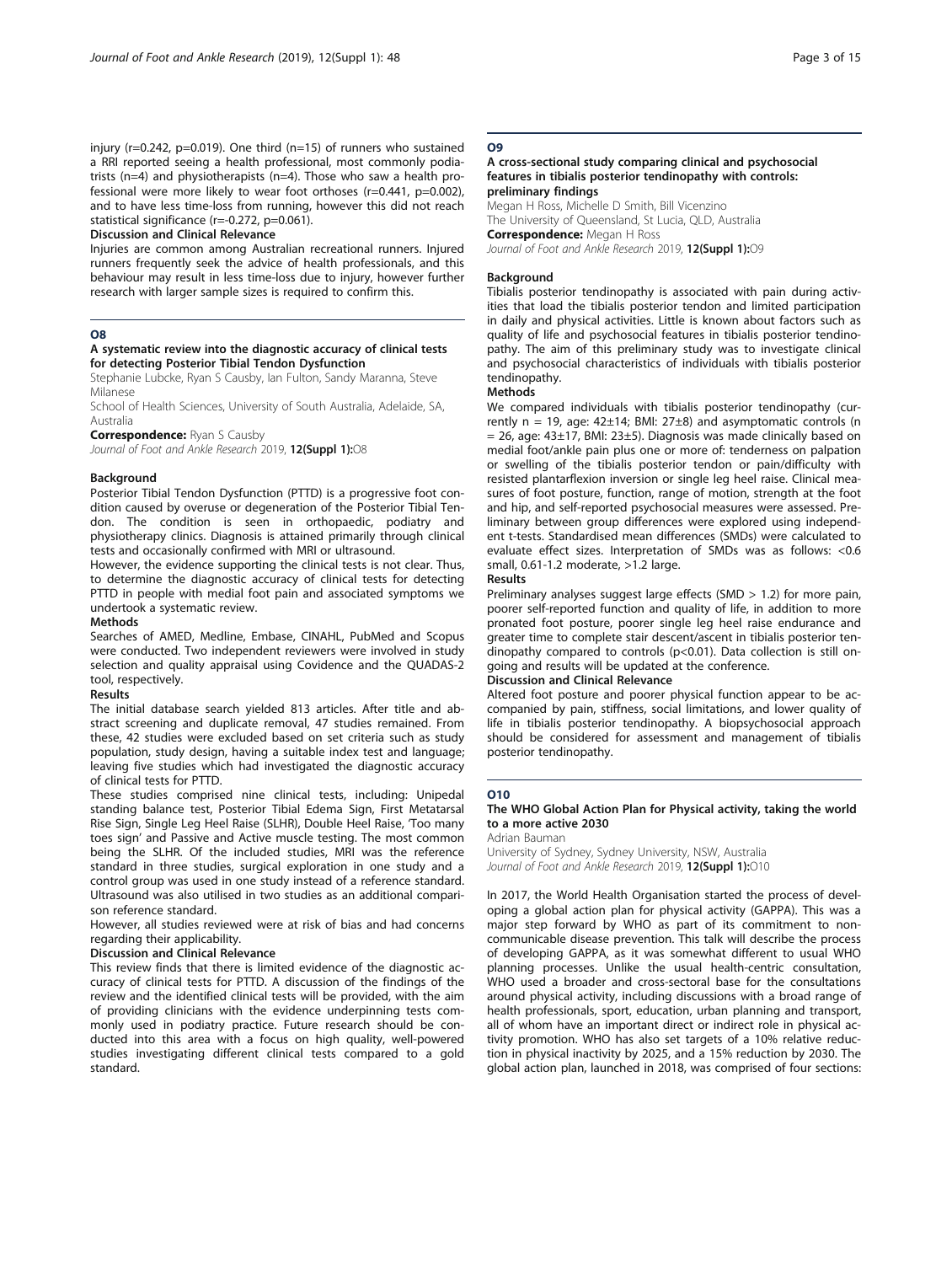injury ($r=0.242$, $p=0.019$). One third ($n=15$) of runners who sustained a RRI reported seeing a health professional, most commonly podiatrists ($n=4$) and physiotherapists ($n=4$). Those who saw a health professional were more likely to wear foot orthoses ($r=0.441$, $p=0.002$), and to have less time-loss from running, however this did not reach statistical significance ($r=-0.272$, $p=0.061$).

#### Discussion and Clinical Relevance

Injuries are common among Australian recreational runners. Injured runners frequently seek the advice of health professionals, and this behaviour may result in less time-loss due to injury, however further research with larger sample sizes is required to confirm this.

## O8

### A systematic review into the diagnostic accuracy of clinical tests for detecting Posterior Tibial Tendon Dysfunction

Stephanie Lubcke, Ryan S Causby, Ian Fulton, Sandy Maranna, Steve Milanese

School of Health Sciences, University of South Australia, Adelaide, SA, Australia

**Correspondence:** Ryan S Causby

*Journal of Foot and Ankle Research* 2019, **12(Suppl 1):**O8

#### Background

Posterior Tibial Tendon Dysfunction (PTTD) is a progressive foot condition caused by overuse or degeneration of the Posterior Tibial Tendon. The condition is seen in orthopaedic, podiatry and physiotherapy clinics. Diagnosis is attained primarily through clinical tests and occasionally confirmed with MRI or ultrasound.

However, the evidence supporting the clinical tests is not clear. Thus, to determine the diagnostic accuracy of clinical tests for detecting PTTD in people with medial foot pain and associated symptoms we undertook a systematic review.

#### Methods

Searches of AMED, Medline, Embase, CINAHL, PubMed and Scopus were conducted. Two independent reviewers were involved in study selection and quality appraisal using Covidence and the QUADAS-2 tool, respectively.

#### Results

The initial database search yielded 813 articles. After title and abstract screening and duplicate removal, 47 studies remained. From these, 42 studies were excluded based on set criteria such as study population, study design, having a suitable index test and language; leaving five studies which had investigated the diagnostic accuracy of clinical tests for PTTD.

These studies comprised nine clinical tests, including: Unipedal standing balance test, Posterior Tibial Edema Sign, First Metatarsal Rise Sign, Single Leg Heel Raise (SLHR), Double Heel Raise, 'Too many toes sign' and Passive and Active muscle testing. The most common being the SLHR. Of the included studies, MRI was the reference standard in three studies, surgical exploration in one study and a control group was used in one study instead of a reference standard. Ultrasound was also utilised in two studies as an additional comparison reference standard.

However, all studies reviewed were at risk of bias and had concerns regarding their applicability.

#### Discussion and Clinical Relevance

This review finds that there is limited evidence of the diagnostic accuracy of clinical tests for PTTD. A discussion of the findings of the review and the identified clinical tests will be provided, with the aim of providing clinicians with the evidence underpinning tests commonly used in podiatry practice. Future research should be conducted into this area with a focus on high quality, well-powered studies investigating different clinical tests compared to a gold standard.

## O9

### A cross-sectional study comparing clinical and psychosocial features in tibialis posterior tendinopathy with controls: preliminary findings

Megan H Ross, Michelle D Smith, Bill Vicenzino

The University of Queensland, St Lucia, QLD, Australia

**Correspondence:** Megan H Ross

*Journal of Foot and Ankle Research* 2019, **12(Suppl 1):**O9

#### Background

Tibialis posterior tendinopathy is associated with pain during activities that load the tibialis posterior tendon and limited participation in daily and physical activities. Little is known about factors such as quality of life and psychosocial features in tibialis posterior tendinopathy. The aim of this preliminary study was to investigate clinical and psychosocial characteristics of individuals with tibialis posterior tendinopathy.

#### Methods

We compared individuals with tibialis posterior tendinopathy (currently $n = 19$, age: $42\pm14$; BMI: $27\pm8$) and asymptomatic controls ($n = 26$, age: $43\pm17$, BMI: $23\pm5$). Diagnosis was made clinically based on medial foot/ankle pain plus one or more of: tenderness on palpation or swelling of the tibialis posterior tendon or pain/difficulty with resisted plantarflexion inversion or single leg heel raise. Clinical measures of foot posture, function, range of motion, strength at the foot and hip, and self-reported psychosocial measures were assessed. Preliminary between group differences were explored using independent t-tests. Standardised mean differences (SMDs) were calculated to evaluate effect sizes. Interpretation of SMDs was as follows: <0.6 small, 0.61-1.2 moderate, >1.2 large.

#### Results

Preliminary analyses suggest large effects (SMD > 1.2) for more pain, poorer self-reported function and quality of life, in addition to more pronated foot posture, poorer single leg heel raise endurance and greater time to complete stair descent/ascent in tibialis posterior tendinopathy compared to controls ($p<0.01$). Data collection is still ongoing and results will be updated at the conference.

#### Discussion and Clinical Relevance

Altered foot posture and poorer physical function appear to be accompanied by pain, stiffness, social limitations, and lower quality of life in tibialis posterior tendinopathy. A biopsychosocial approach should be considered for assessment and management of tibialis posterior tendinopathy.

## O10

### The WHO Global Action Plan for Physical activity, taking the world to a more active 2030

Adrian Bauman

University of Sydney, Sydney University, NSW, Australia

*Journal of Foot and Ankle Research* 2019, **12(Suppl 1):**O10

In 2017, the World Health Organisation started the process of developing a global action plan for physical activity (GAPPA). This was a major step forward by WHO as part of its commitment to non-communicable disease prevention. This talk will describe the process of developing GAPPA, as it was somewhat different to usual WHO planning processes. Unlike the usual health-centric consultation, WHO used a broader and cross-sectoral base for the consultations around physical activity, including discussions with a broad range of health professionals, sport, education, urban planning and transport, all of whom have an important direct or indirect role in physical activity promotion. WHO has also set targets of a 10% relative reduction in physical inactivity by 2025, and a 15% reduction by 2030. The global action plan, launched in 2018, was comprised of four sections: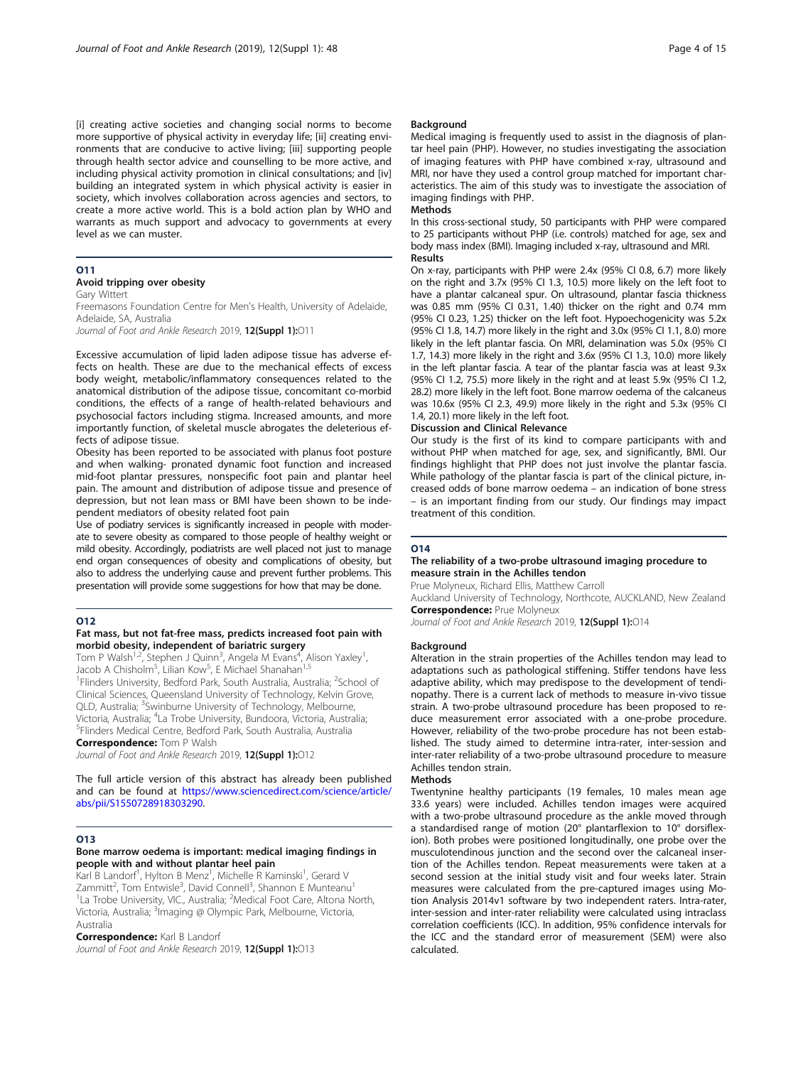[i] creating active societies and changing social norms to become more supportive of physical activity in everyday life; [ii] creating environments that are conducive to active living; [iii] supporting people through health sector advice and counselling to be more active, and including physical activity promotion in clinical consultations; and [iv] building an integrated system in which physical activity is easier in society, which involves collaboration across agencies and sectors, to create a more active world. This is a bold action plan by WHO and warrants as much support and advocacy to governments at every level as we can muster.

## O11

### Avoid tripping over obesity

Gary Wittert

Freemasons Foundation Centre for Men's Health, University of Adelaide, Adelaide, SA, Australia

*Journal of Foot and Ankle Research* 2019, **12(Suppl 1):**O11

Excessive accumulation of lipid laden adipose tissue has adverse effects on health. These are due to the mechanical effects of excess body weight, metabolic/inflammatory consequences related to the anatomical distribution of the adipose tissue, concomitant co-morbid conditions, the effects of a range of health-related behaviours and psychosocial factors including stigma. Increased amounts, and more importantly function, of skeletal muscle abrogates the deleterious effects of adipose tissue.

Obesity has been reported to be associated with planus foot posture and when walking- pronated dynamic foot function and increased mid-foot plantar pressures, nonspecific foot pain and plantar heel pain. The amount and distribution of adipose tissue and presence of depression, but not lean mass or BMI have been shown to be independent mediators of obesity related foot pain

Use of podiatry services is significantly increased in people with moderate to severe obesity as compared to those people of healthy weight or mild obesity. Accordingly, podiatrists are well placed not just to manage end organ consequences of obesity and complications of obesity, but also to address the underlying cause and prevent further problems. This presentation will provide some suggestions for how that may be done.

## O12

### Fat mass, but not fat-free mass, predicts increased foot pain with morbid obesity, independent of bariatric surgery

Tom P Walsh[1,2], Stephen J Quinn[3], Angela M Evans[4], Alison Yaxley[1], Jacob A Chisholm[5], Lilian Kow[5], E Michael Shanahan[1,5]

[1]Flinders University, Bedford Park, South Australia, Australia; [2]School of Clinical Sciences, Queensland University of Technology, Kelvin Grove, QLD, Australia; [3]Swinburne University of Technology, Melbourne, Victoria, Australia; [4]La Trobe University, Bundoora, Victoria, Australia; [5]Flinders Medical Centre, Bedford Park, South Australia, Australia

**Correspondence:** Tom P Walsh

*Journal of Foot and Ankle Research* 2019, **12(Suppl 1):**O12

The full article version of this abstract has already been published and can be found at https://www.sciencedirect.com/science/article/abs/pii/S1550728918303290.

## O13

### Bone marrow oedema is important: medical imaging findings in people with and without plantar heel pain

Karl B Landorf[1], Hylton B Menz[1], Michelle R Kaminski[1], Gerard V Zammitt[2], Tom Entwisle[3], David Connell[3], Shannon E Munteanu[1]

[1]La Trobe University, VIC., Australia; [2]Medical Foot Care, Altona North, Victoria, Australia; [3]Imaging @ Olympic Park, Melbourne, Victoria, Australia

**Correspondence:** Karl B Landorf

*Journal of Foot and Ankle Research* 2019, **12(Suppl 1):**O13

**Background**

Medical imaging is frequently used to assist in the diagnosis of plantar heel pain (PHP). However, no studies investigating the association of imaging features with PHP have combined x-ray, ultrasound and MRI, nor have they used a control group matched for important characteristics. The aim of this study was to investigate the association of imaging findings with PHP.

**Methods**

In this cross-sectional study, 50 participants with PHP were compared to 25 participants without PHP (i.e. controls) matched for age, sex and body mass index (BMI). Imaging included x-ray, ultrasound and MRI.

**Results**

On x-ray, participants with PHP were 2.4x (95% CI 0.8, 6.7) more likely on the right and 3.7x (95% CI 1.3, 10.5) more likely on the left foot to have a plantar calcaneal spur. On ultrasound, plantar fascia thickness was 0.85 mm (95% CI 0.31, 1.40) thicker on the right and 0.74 mm (95% CI 0.23, 1.25) thicker on the left foot. Hypoechogenicity was 5.2x (95% CI 1.8, 14.7) more likely in the right and 3.0x (95% CI 1.1, 8.0) more likely in the left plantar fascia. On MRI, delamination was 5.0x (95% CI 1.7, 14.3) more likely in the right and 3.6x (95% CI 1.3, 10.0) more likely in the left plantar fascia. A tear of the plantar fascia was at least 9.3x (95% CI 1.2, 75.5) more likely in the right and at least 5.9x (95% CI 1.2, 28.2) more likely in the left foot. Bone marrow oedema of the calcaneus was 10.6x (95% CI 2.3, 49.9) more likely in the right and 5.3x (95% CI 1.4, 20.1) more likely in the left foot.

**Discussion and Clinical Relevance**

Our study is the first of its kind to compare participants with and without PHP when matched for age, sex, and significantly, BMI. Our findings highlight that PHP does not just involve the plantar fascia. While pathology of the plantar fascia is part of the clinical picture, increased odds of bone marrow oedema – an indication of bone stress – is an important finding from our study. Our findings may impact treatment of this condition.

## O14

### The reliability of a two-probe ultrasound imaging procedure to measure strain in the Achilles tendon

Prue Molyneux, Richard Ellis, Matthew Carroll

Auckland University of Technology, Northcote, AUCKLAND, New Zealand

**Correspondence:** Prue Molyneux

*Journal of Foot and Ankle Research* 2019, **12(Suppl 1):**O14

**Background**

Alteration in the strain properties of the Achilles tendon may lead to adaptations such as pathological stiffening. Stiffer tendons have less adaptive ability, which may predispose to the development of tendinopathy. There is a current lack of methods to measure in-vivo tissue strain. A two-probe ultrasound procedure has been proposed to reduce measurement error associated with a one-probe procedure. However, reliability of the two-probe procedure has not been established. The study aimed to determine intra-rater, inter-session and inter-rater reliability of a two-probe ultrasound procedure to measure Achilles tendon strain.

**Methods**

Twentynine healthy participants (19 females, 10 males mean age 33.6 years) were included. Achilles tendon images were acquired with a two-probe ultrasound procedure as the ankle moved through a standardised range of motion (20° plantarflexion to 10° dorsiflexion). Both probes were positioned longitudinally, one probe over the musculotendinous junction and the second over the calcaneal insertion of the Achilles tendon. Repeat measurements were taken at a second session at the initial study visit and four weeks later. Strain measures were calculated from the pre-captured images using Motion Analysis 2014v1 software by two independent raters. Intra-rater, inter-session and inter-rater reliability were calculated using intraclass correlation coefficients (ICC). In addition, 95% confidence intervals for the ICC and the standard error of measurement (SEM) were also calculated.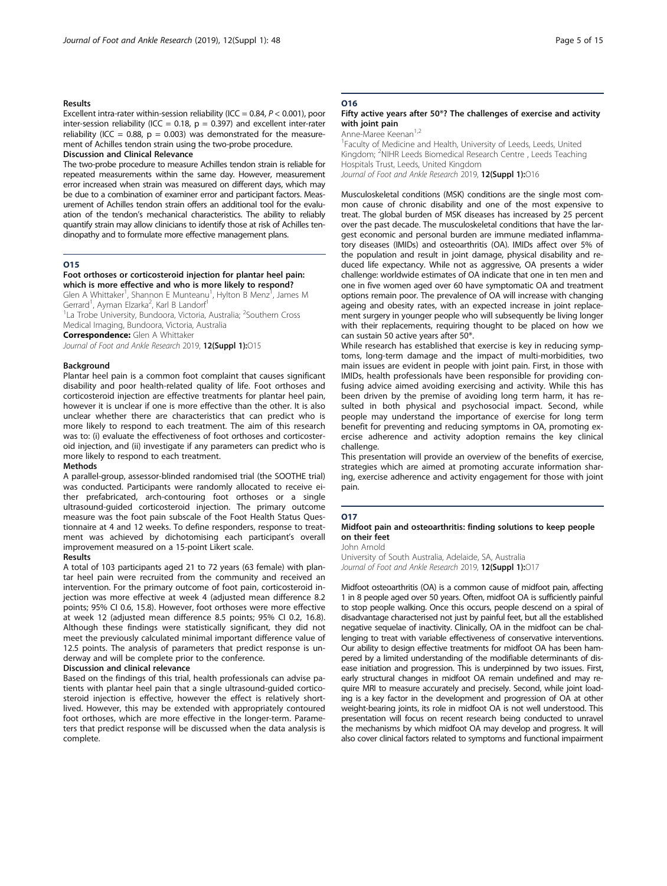### Results

Excellent intra-rater within-session reliability (ICC = 0.84, $P < 0.001$), poor inter-session reliability (ICC = 0.18, p = 0.397) and excellent inter-rater reliability (ICC = 0.88, p = 0.003) was demonstrated for the measurement of Achilles tendon strain using the two-probe procedure.

### Discussion and Clinical Relevance

The two-probe procedure to measure Achilles tendon strain is reliable for repeated measurements within the same day. However, measurement error increased when strain was measured on different days, which may be due to a combination of examiner error and participant factors. Measurement of Achilles tendon strain offers an additional tool for the evaluation of the tendon's mechanical characteristics. The ability to reliably quantify strain may allow clinicians to identify those at risk of Achilles tendinopathy and to formulate more effective management plans.

## O15

### Foot orthoses or corticosteroid injection for plantar heel pain: which is more effective and who is more likely to respond?

Glen A Whittaker[1], Shannon E Munteanu[1], Hylton B Menz[1], James M Gerrard[1], Ayman Elzarka[2], Karl B Landorf[1]

[1]La Trobe University, Bundoora, Victoria, Australia; [2]Southern Cross Medical Imaging, Bundoora, Victoria, Australia

**Correspondence:** Glen A Whittaker

*Journal of Foot and Ankle Research* 2019, **12(Suppl 1):**O15

### Background

Plantar heel pain is a common foot complaint that causes significant disability and poor health-related quality of life. Foot orthoses and corticosteroid injection are effective treatments for plantar heel pain, however it is unclear if one is more effective than the other. It is also unclear whether there are characteristics that can predict who is more likely to respond to each treatment. The aim of this research was to: (i) evaluate the effectiveness of foot orthoses and corticosteroid injection, and (ii) investigate if any parameters can predict who is more likely to respond to each treatment.

### Methods

A parallel-group, assessor-blinded randomised trial (the SOOTHE trial) was conducted. Participants were randomly allocated to receive either prefabricated, arch-contouring foot orthoses or a single ultrasound-guided corticosteroid injection. The primary outcome measure was the foot pain subscale of the Foot Health Status Questionnaire at 4 and 12 weeks. To define responders, response to treatment was achieved by dichotomising each participant's overall improvement measured on a 15-point Likert scale.

### Results

A total of 103 participants aged 21 to 72 years (63 female) with plantar heel pain were recruited from the community and received an intervention. For the primary outcome of foot pain, corticosteroid injection was more effective at week 4 (adjusted mean difference 8.2 points; 95% CI 0.6, 15.8). However, foot orthoses were more effective at week 12 (adjusted mean difference 8.5 points; 95% CI 0.2, 16.8). Although these findings were statistically significant, they did not meet the previously calculated minimal important difference value of 12.5 points. The analysis of parameters that predict response is underway and will be complete prior to the conference.

### Discussion and clinical relevance

Based on the findings of this trial, health professionals can advise patients with plantar heel pain that a single ultrasound-guided corticosteroid injection is effective, however the effect is relatively short-lived. However, this may be extended with appropriately contoured foot orthoses, which are more effective in the longer-term. Parameters that predict response will be discussed when the data analysis is complete.

## O16

### Fifty active years after 50®? The challenges of exercise and activity with joint pain

Anne-Maree Keenan[1,2]

[1]Faculty of Medicine and Health, University of Leeds, Leeds, United Kingdom; [2]NIHR Leeds Biomedical Research Centre , Leeds Teaching Hospitals Trust, Leeds, United Kingdom

*Journal of Foot and Ankle Research* 2019, **12(Suppl 1):**O16

Musculoskeletal conditions (MSK) conditions are the single most common cause of chronic disability and one of the most expensive to treat. The global burden of MSK diseases has increased by 25 percent over the past decade. The musculoskeletal conditions that have the largest economic and personal burden are immune mediated inflammatory diseases (IMIDs) and osteoarthritis (OA). IMIDs affect over 5% of the population and result in joint damage, physical disability and reduced life expectancy. While not as aggressive, OA presents a wider challenge: worldwide estimates of OA indicate that one in ten men and one in five women aged over 60 have symptomatic OA and treatment options remain poor. The prevalence of OA will increase with changing ageing and obesity rates, with an expected increase in joint replacement surgery in younger people who will subsequently be living longer with their replacements, requiring thought to be placed on how we can sustain 50 active years after 50®.

While research has established that exercise is key in reducing symptoms, long-term damage and the impact of multi-morbidities, two main issues are evident in people with joint pain. First, in those with IMIDs, health professionals have been responsible for providing confusing advice aimed avoiding exercising and activity. While this has been driven by the premise of avoiding long term harm, it has resulted in both physical and psychosocial impact. Second, while people may understand the importance of exercise for long term benefit for preventing and reducing symptoms in OA, promoting exercise adherence and activity adoption remains the key clinical challenge.

This presentation will provide an overview of the benefits of exercise, strategies which are aimed at promoting accurate information sharing, exercise adherence and activity engagement for those with joint pain.

## O17

### Midfoot pain and osteoarthritis: finding solutions to keep people on their feet

John Arnold

University of South Australia, Adelaide, SA, Australia

*Journal of Foot and Ankle Research* 2019, **12(Suppl 1):**O17

Midfoot osteoarthritis (OA) is a common cause of midfoot pain, affecting 1 in 8 people aged over 50 years. Often, midfoot OA is sufficiently painful to stop people walking. Once this occurs, people descend on a spiral of disadvantage characterised not just by painful feet, but all the established negative sequelae of inactivity. Clinically, OA in the midfoot can be challenging to treat with variable effectiveness of conservative interventions. Our ability to design effective treatments for midfoot OA has been hampered by a limited understanding of the modifiable determinants of disease initiation and progression. This is underpinned by two issues. First, early structural changes in midfoot OA remain undefined and may require MRI to measure accurately and precisely. Second, while joint loading is a key factor in the development and progression of OA at other weight-bearing joints, its role in midfoot OA is not well understood. This presentation will focus on recent research being conducted to unravel the mechanisms by which midfoot OA may develop and progress. It will also cover clinical factors related to symptoms and functional impairment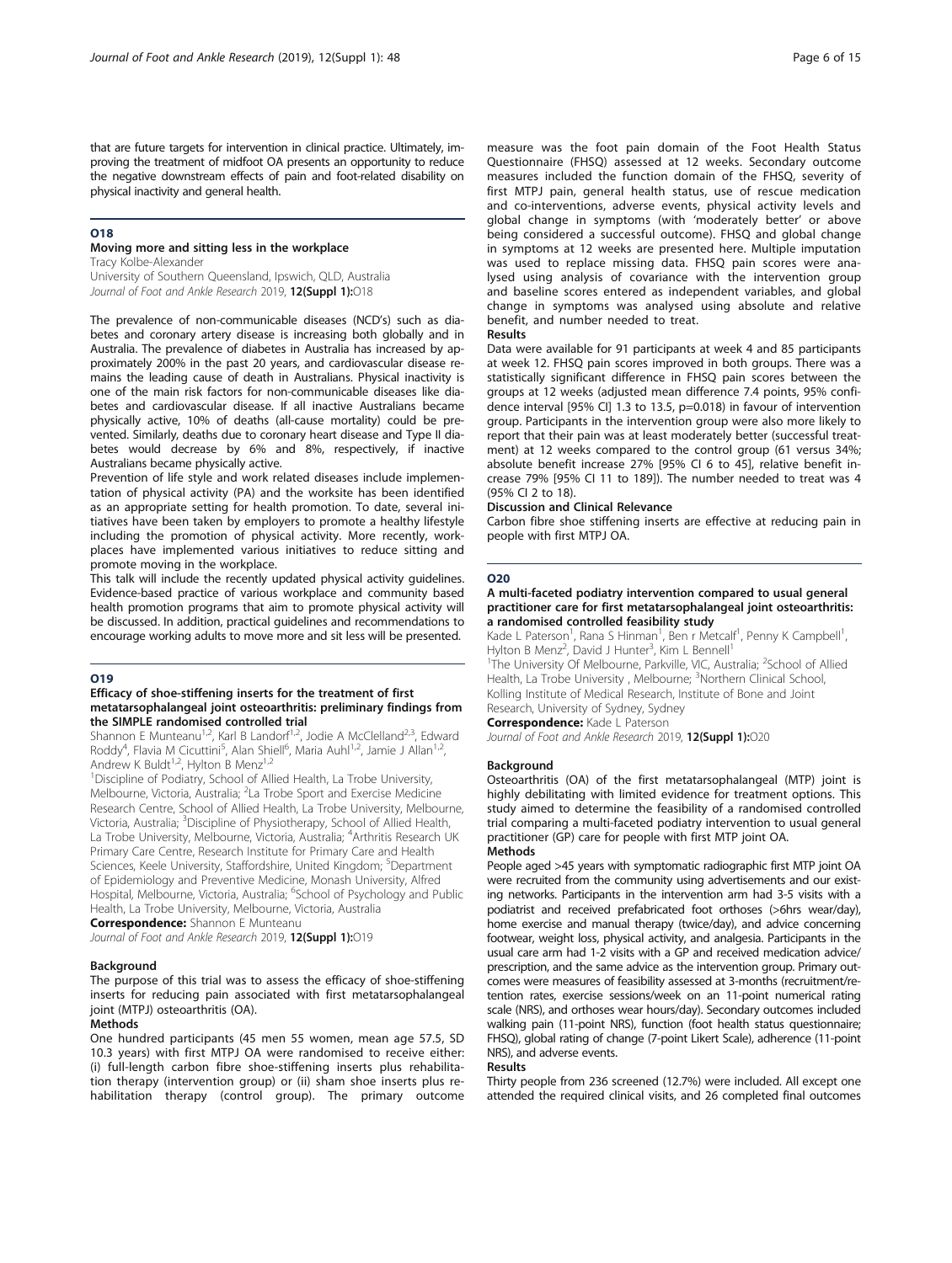that are future targets for intervention in clinical practice. Ultimately, improving the treatment of midfoot OA presents an opportunity to reduce the negative downstream effects of pain and foot-related disability on physical inactivity and general health.

## O18

### Moving more and sitting less in the workplace

Tracy Kolbe-Alexander

University of Southern Queensland, Ipswich, QLD, Australia

*Journal of Foot and Ankle Research* 2019, **12(Suppl 1):**O18

The prevalence of non-communicable diseases (NCD's) such as diabetes and coronary artery disease is increasing both globally and in Australia. The prevalence of diabetes in Australia has increased by approximately 200% in the past 20 years, and cardiovascular disease remains the leading cause of death in Australians. Physical inactivity is one of the main risk factors for non-communicable diseases like diabetes and cardiovascular disease. If all inactive Australians became physically active, 10% of deaths (all-cause mortality) could be prevented. Similarly, deaths due to coronary heart disease and Type II diabetes would decrease by 6% and 8%, respectively, if inactive Australians became physically active.

Prevention of life style and work related diseases include implementation of physical activity (PA) and the worksite has been identified as an appropriate setting for health promotion. To date, several initiatives have been taken by employers to promote a healthy lifestyle including the promotion of physical activity. More recently, workplaces have implemented various initiatives to reduce sitting and promote moving in the workplace.

This talk will include the recently updated physical activity guidelines. Evidence-based practice of various workplace and community based health promotion programs that aim to promote physical activity will be discussed. In addition, practical guidelines and recommendations to encourage working adults to move more and sit less will be presented.

## O19

### Efficacy of shoe-stiffening inserts for the treatment of first metatarsophalangeal joint osteoarthritis: preliminary findings from the SIMPLE randomised controlled trial

Shannon E Munteanu[1,2], Karl B Landorf[1,2], Jodie A McClelland[2,3], Edward Roddy[4], Flavia M Cicuttini[5], Alan Shiell[6], Maria Auhl[1,2], Jamie J Allan[1,2], Andrew K Buldt[1,2], Hylton B Menz[1,2]

[1]Discipline of Podiatry, School of Allied Health, La Trobe University, Melbourne, Victoria, Australia; [2]La Trobe Sport and Exercise Medicine Research Centre, School of Allied Health, La Trobe University, Melbourne, Victoria, Australia; [3]Discipline of Physiotherapy, School of Allied Health, La Trobe University, Melbourne, Victoria, Australia; [4]Arthritis Research UK Primary Care Centre, Research Institute for Primary Care and Health Sciences, Keele University, Staffordshire, United Kingdom; [5]Department of Epidemiology and Preventive Medicine, Monash University, Alfred Hospital, Melbourne, Victoria, Australia; [6]School of Psychology and Public Health, La Trobe University, Melbourne, Victoria, Australia

**Correspondence:** Shannon E Munteanu

*Journal of Foot and Ankle Research* 2019, **12(Suppl 1):**O19

#### Background

The purpose of this trial was to assess the efficacy of shoe-stiffening inserts for reducing pain associated with first metatarsophalangeal joint (MTPJ) osteoarthritis (OA).

#### Methods

One hundred participants (45 men 55 women, mean age 57.5, SD 10.3 years) with first MTPJ OA were randomised to receive either: (i) full-length carbon fibre shoe-stiffening inserts plus rehabilitation therapy (intervention group) or (ii) sham shoe inserts plus rehabilitation therapy (control group). The primary outcome measure was the foot pain domain of the Foot Health Status Questionnaire (FHSQ) assessed at 12 weeks. Secondary outcome measures included the function domain of the FHSQ, severity of first MTPJ pain, general health status, use of rescue medication and co-interventions, adverse events, physical activity levels and global change in symptoms (with 'moderately better' or above being considered a successful outcome). FHSQ and global change in symptoms at 12 weeks are presented here. Multiple imputation was used to replace missing data. FHSQ pain scores were analysed using analysis of covariance with the intervention group and baseline scores entered as independent variables, and global change in symptoms was analysed using absolute and relative benefit, and number needed to treat.

#### Results

Data were available for 91 participants at week 4 and 85 participants at week 12. FHSQ pain scores improved in both groups. There was a statistically significant difference in FHSQ pain scores between the groups at 12 weeks (adjusted mean difference 7.4 points, 95% confidence interval [95% CI] 1.3 to 13.5, $p=0.018$) in favour of intervention group. Participants in the intervention group were also more likely to report that their pain was at least moderately better (successful treatment) at 12 weeks compared to the control group (61 versus 34%; absolute benefit increase 27% [95% CI 6 to 45], relative benefit increase 79% [95% CI 11 to 189]). The number needed to treat was 4 (95% CI 2 to 18).

#### Discussion and Clinical Relevance

Carbon fibre shoe stiffening inserts are effective at reducing pain in people with first MTPJ OA.

## O20

### A multi-faceted podiatry intervention compared to usual general practitioner care for first metatarsophalangeal joint osteoarthritis: a randomised controlled feasibility study

Kade L Paterson[1], Rana S Hinman[1], Ben r Metcalf[1], Penny K Campbell[1], Hylton B Menz[2], David J Hunter[3], Kim L Bennell[1]

[1]The University Of Melbourne, Parkville, VIC, Australia; [2]School of Allied Health, La Trobe University , Melbourne; [3]Northern Clinical School, Kolling Institute of Medical Research, Institute of Bone and Joint Research, University of Sydney, Sydney

**Correspondence:** Kade L Paterson

*Journal of Foot and Ankle Research* 2019, **12(Suppl 1):**O20

#### Background

Osteoarthritis (OA) of the first metatarsophalangeal (MTP) joint is highly debilitating with limited evidence for treatment options. This study aimed to determine the feasibility of a randomised controlled trial comparing a multi-faceted podiatry intervention to usual general practitioner (GP) care for people with first MTP joint OA.

#### Methods

People aged >45 years with symptomatic radiographic first MTP joint OA were recruited from the community using advertisements and our existing networks. Participants in the intervention arm had 3-5 visits with a podiatrist and received prefabricated foot orthoses (>6hrs wear/day), home exercise and manual therapy (twice/day), and advice concerning footwear, weight loss, physical activity, and analgesia. Participants in the usual care arm had 1-2 visits with a GP and received medication advice/prescription, and the same advice as the intervention group. Primary outcomes were measures of feasibility assessed at 3-months (recruitment/retention rates, exercise sessions/week on an 11-point numerical rating scale (NRS), and orthoses wear hours/day). Secondary outcomes included walking pain (11-point NRS), function (foot health status questionnaire; FHSQ), global rating of change (7-point Likert Scale), adherence (11-point NRS), and adverse events.

#### Results

Thirty people from 236 screened (12.7%) were included. All except one attended the required clinical visits, and 26 completed final outcomes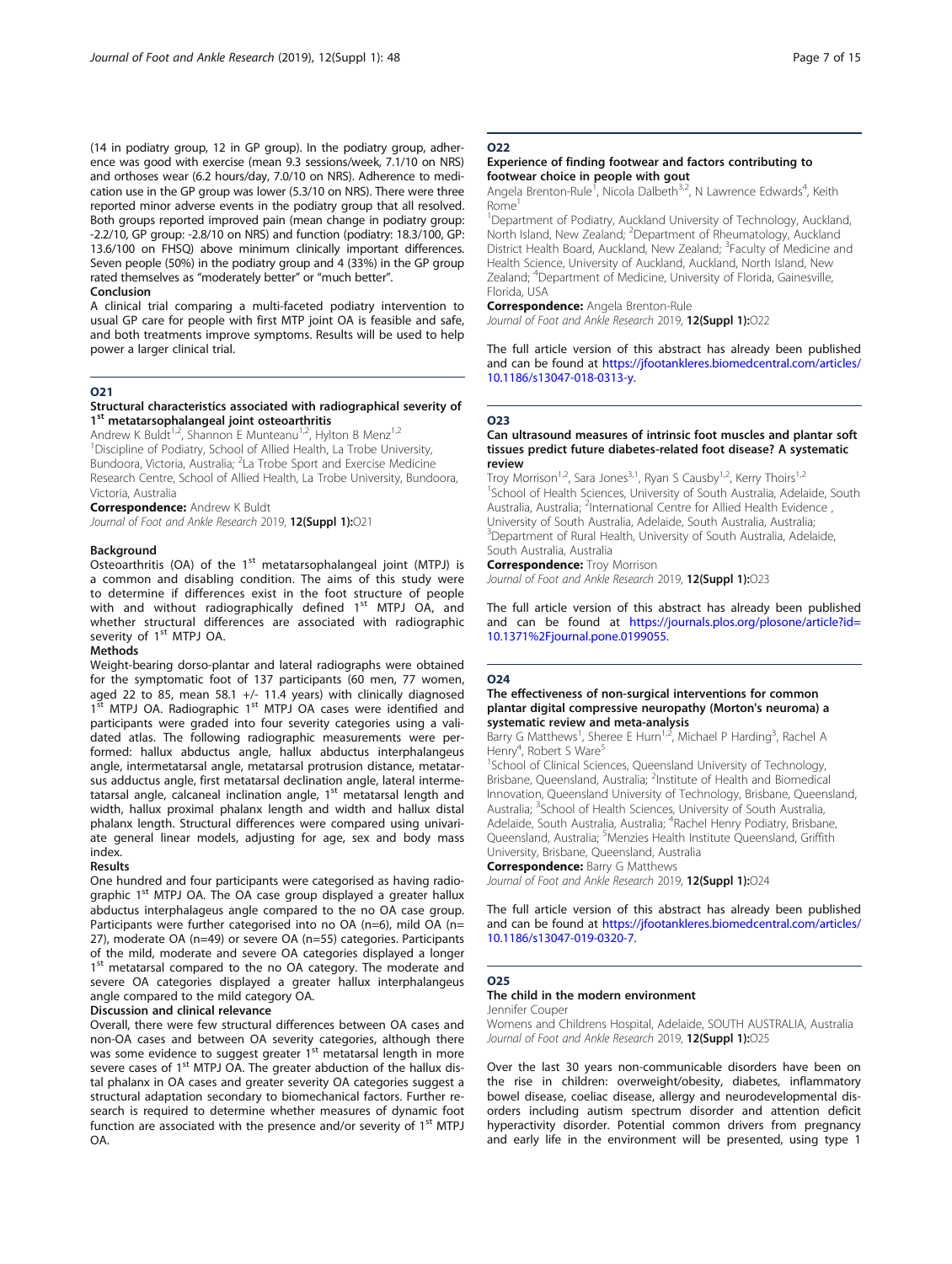(14 in podiatry group, 12 in GP group). In the podiatry group, adherence was good with exercise (mean 9.3 sessions/week, 7.1/10 on NRS) and orthoses wear (6.2 hours/day, 7.0/10 on NRS). Adherence to medication use in the GP group was lower (5.3/10 on NRS). There were three reported minor adverse events in the podiatry group that all resolved. Both groups reported improved pain (mean change in podiatry group: -2.2/10, GP group: -2.8/10 on NRS) and function (podiatry: 18.3/100, GP: 13.6/100 on FHSQ) above minimum clinically important differences. Seven people (50%) in the podiatry group and 4 (33%) in the GP group rated themselves as "moderately better" or "much better".

### Conclusion

A clinical trial comparing a multi-faceted podiatry intervention to usual GP care for people with first MTP joint OA is feasible and safe, and both treatments improve symptoms. Results will be used to help power a larger clinical trial.

## O21

### Structural characteristics associated with radiographical severity of 1st metatarsophalangeal joint osteoarthritis

Andrew K Buldt[1,2], Shannon E Munteanu[1,2], Hylton B Menz[1,2]

[1]Discipline of Podiatry, School of Allied Health, La Trobe University, Bundoora, Victoria, Australia; [2]La Trobe Sport and Exercise Medicine Research Centre, School of Allied Health, La Trobe University, Bundoora, Victoria, Australia

**Correspondence:** Andrew K Buldt

*Journal of Foot and Ankle Research* 2019, **12(Suppl 1):**O21

### Background

Osteoarthritis (OA) of the 1st metatarsophalangeal joint (MTPJ) is a common and disabling condition. The aims of this study were to determine if differences exist in the foot structure of people with and without radiographically defined 1st MTPJ OA, and whether structural differences are associated with radiographic severity of 1st MTPJ OA.

### Methods

Weight-bearing dorso-plantar and lateral radiographs were obtained for the symptomatic foot of 137 participants (60 men, 77 women, aged 22 to 85, mean 58.1 +/- 11.4 years) with clinically diagnosed 1st MTPJ OA. Radiographic 1st MTPJ OA cases were identified and participants were graded into four severity categories using a validated atlas. The following radiographic measurements were performed: hallux abductus angle, hallux abductus interphalangeus angle, intermetatarsal angle, metatarsal protrusion distance, metatarsus adductus angle, first metatarsal declination angle, lateral intermetatarsal angle, calcaneal inclination angle, 1st metatarsal length and width, hallux proximal phalanx length and width and hallux distal phalanx length. Structural differences were compared using univariate general linear models, adjusting for age, sex and body mass index.

### Results

One hundred and four participants were categorised as having radiographic 1st MTPJ OA. The OA case group displayed a greater hallux abductus interphalageus angle compared to the no OA case group. Participants were further categorised into no OA (n=6), mild OA (n=27), moderate OA (n=49) or severe OA (n=55) categories. Participants of the mild, moderate and severe OA categories displayed a longer 1st metatarsal compared to the no OA category. The moderate and severe OA categories displayed a greater hallux interphalangeus angle compared to the mild category OA.

### Discussion and clinical relevance

Overall, there were few structural differences between OA cases and non-OA cases and between OA severity categories, although there was some evidence to suggest greater 1st metatarsal length in more severe cases of 1st MTPJ OA. The greater abduction of the hallux distal phalanx in OA cases and greater severity OA categories suggest a structural adaptation secondary to biomechanical factors. Further research is required to determine whether measures of dynamic foot function are associated with the presence and/or severity of 1st MTPJ OA.

## O22

### Experience of finding footwear and factors contributing to footwear choice in people with gout

Angela Brenton-Rule[1], Nicola Dalbeth[3,2], N Lawrence Edwards[4], Keith Rome[1]

[1]Department of Podiatry, Auckland University of Technology, Auckland, North Island, New Zealand; [2]Department of Rheumatology, Auckland District Health Board, Auckland, New Zealand; [3]Faculty of Medicine and Health Science, University of Auckland, Auckland, North Island, New Zealand; [4]Department of Medicine, University of Florida, Gainesville, Florida, USA

**Correspondence:** Angela Brenton-Rule

*Journal of Foot and Ankle Research* 2019, **12(Suppl 1):**O22

The full article version of this abstract has already been published and can be found at https://jfootankleres.biomedcentral.com/articles/10.1186/s13047-018-0313-y.

## O23

### Can ultrasound measures of intrinsic foot muscles and plantar soft tissues predict future diabetes-related foot disease? A systematic review

Troy Morrison[1,2], Sara Jones[3,1], Ryan S Causby[1,2], Kerry Thoirs[1,2]

[1]School of Health Sciences, University of South Australia, Adelaide, South Australia, Australia; [2]International Centre for Allied Health Evidence , University of South Australia, Adelaide, South Australia, Australia; [3]Department of Rural Health, University of South Australia, Adelaide, South Australia, Australia

**Correspondence:** Troy Morrison

*Journal of Foot and Ankle Research* 2019, **12(Suppl 1):**O23

The full article version of this abstract has already been published and can be found at https://journals.plos.org/plosone/article?id=10.1371%2Fjournal.pone.0199055.

## O24

### The effectiveness of non-surgical interventions for common plantar digital compressive neuropathy (Morton's neuroma) a systematic review and meta-analysis

Barry G Matthews[1], Sheree E Hurn[1,2], Michael P Harding[3], Rachel A Henry[4], Robert S Ware[5]

[1]School of Clinical Sciences, Queensland University of Technology, Brisbane, Queensland, Australia; [2]Institute of Health and Biomedical Innovation, Queensland University of Technology, Brisbane, Queensland, Australia; [3]School of Health Sciences, University of South Australia, Adelaide, South Australia, Australia; [4]Rachel Henry Podiatry, Brisbane, Queensland, Australia; [5]Menzies Health Institute Queensland, Griffith University, Brisbane, Queensland, Australia

**Correspondence:** Barry G Matthews

*Journal of Foot and Ankle Research* 2019, **12(Suppl 1):**O24

The full article version of this abstract has already been published and can be found at https://jfootankleres.biomedcentral.com/articles/10.1186/s13047-019-0320-7.

## O25

### The child in the modern environment

Jennifer Couper

Womens and Childrens Hospital, Adelaide, SOUTH AUSTRALIA, Australia

*Journal of Foot and Ankle Research* 2019, **12(Suppl 1):**O25

Over the last 30 years non-communicable disorders have been on the rise in children: overweight/obesity, diabetes, inflammatory bowel disease, coeliac disease, allergy and neurodevelopmental disorders including autism spectrum disorder and attention deficit hyperactivity disorder. Potential common drivers from pregnancy and early life in the environment will be presented, using type 1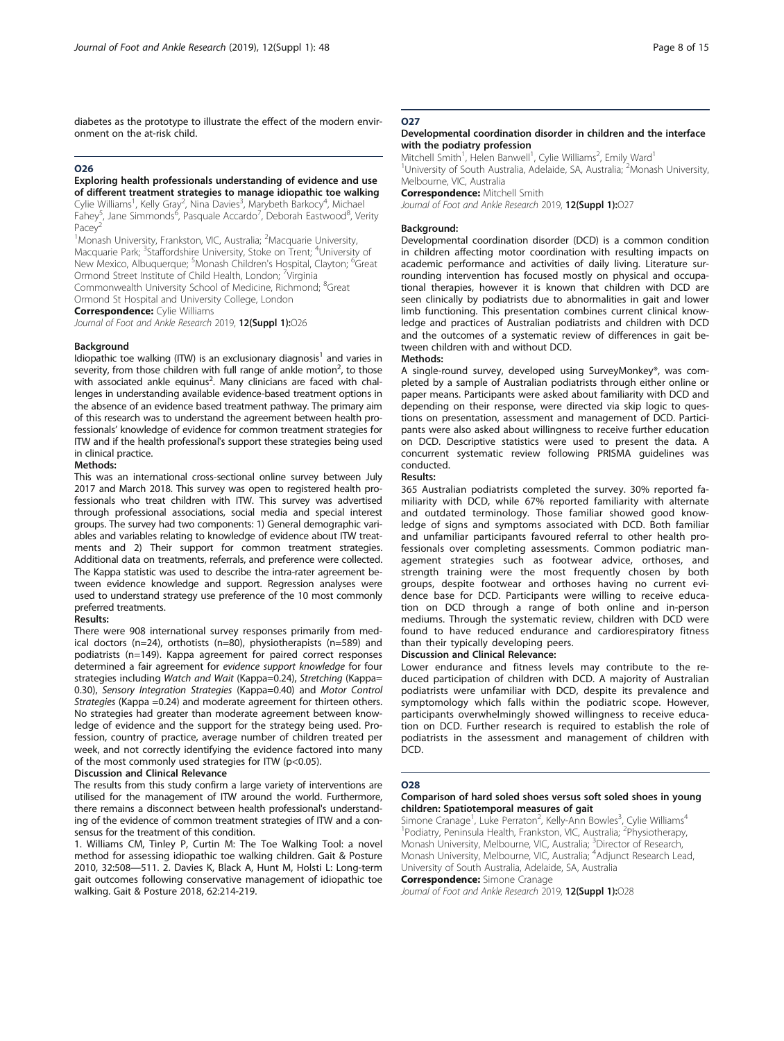diabetes as the prototype to illustrate the effect of the modern environment on the at-risk child.

## O26

### Exploring health professionals understanding of evidence and use of different treatment strategies to manage idiopathic toe walking

Cylie Williams[1], Kelly Gray[2], Nina Davies[3], Marybeth Barkocy[4], Michael Fahey[5], Jane Simmonds[6], Pasquale Accardo[7], Deborah Eastwood[8], Verity Pacey[2]

[1]Monash University, Frankston, VIC, Australia; [2]Macquarie University, Macquarie Park; [3]Staffordshire University, Stoke on Trent; [4]University of New Mexico, Albuquerque; [5]Monash Children's Hospital, Clayton; [6]Great Ormond Street Institute of Child Health, London; [7]Virginia Commonwealth University School of Medicine, Richmond; [8]Great Ormond St Hospital and University College, London

**Correspondence:** Cylie Williams

*Journal of Foot and Ankle Research* 2019, **12(Suppl 1):**O26

#### Background

Idiopathic toe walking (ITW) is an exclusionary diagnosis[1] and varies in severity, from those children with full range of ankle motion[2], to those with associated ankle equinus[2]. Many clinicians are faced with challenges in understanding available evidence-based treatment options in the absence of an evidence based treatment pathway. The primary aim of this research was to understand the agreement between health professionals' knowledge of evidence for common treatment strategies for ITW and if the health professional's support these strategies being used in clinical practice.

#### Methods:

This was an international cross-sectional online survey between July 2017 and March 2018. This survey was open to registered health professionals who treat children with ITW. This survey was advertised through professional associations, social media and special interest groups. The survey had two components: 1) General demographic variables and variables relating to knowledge of evidence about ITW treatments and 2) Their support for common treatment strategies. Additional data on treatments, referrals, and preference were collected. The Kappa statistic was used to describe the intra-rater agreement between evidence knowledge and support. Regression analyses were used to understand strategy use preference of the 10 most commonly preferred treatments.

#### Results:

There were 908 international survey responses primarily from medical doctors (n=24), orthotists (n=80), physiotherapists (n=589) and podiatrists (n=149). Kappa agreement for paired correct responses determined a fair agreement for *evidence support knowledge* for four strategies including *Watch and Wait* (Kappa=0.24), *Stretching* (Kappa=0.30), *Sensory Integration Strategies* (Kappa=0.40) and *Motor Control Strategies* (Kappa =0.24) and moderate agreement for thirteen others. No strategies had greater than moderate agreement between knowledge of evidence and the support for the strategy being used. Profession, country of practice, average number of children treated per week, and not correctly identifying the evidence factored into many of the most commonly used strategies for ITW ($p<0.05$).

#### Discussion and Clinical Relevance

The results from this study confirm a large variety of interventions are utilised for the management of ITW around the world. Furthermore, there remains a disconnect between health professional's understanding of the evidence of common treatment strategies of ITW and a consensus for the treatment of this condition.

1. Williams CM, Tinley P, Curtin M: The Toe Walking Tool: a novel method for assessing idiopathic toe walking children. Gait & Posture 2010, 32:508—511. 2. Davies K, Black A, Hunt M, Holsti L: Long-term gait outcomes following conservative management of idiopathic toe walking. Gait & Posture 2018, 62:214-219.

## O27

### Developmental coordination disorder in children and the interface with the podiatry profession

Mitchell Smith[1], Helen Banwell[1], Cylie Williams[2], Emily Ward[1]

[1]University of South Australia, Adelaide, SA, Australia; [2]Monash University, Melbourne, VIC, Australia

**Correspondence:** Mitchell Smith

*Journal of Foot and Ankle Research* 2019, **12(Suppl 1):**O27

#### Background:

Developmental coordination disorder (DCD) is a common condition in children affecting motor coordination with resulting impacts on academic performance and activities of daily living. Literature surrounding intervention has focused mostly on physical and occupational therapies, however it is known that children with DCD are seen clinically by podiatrists due to abnormalities in gait and lower limb functioning. This presentation combines current clinical knowledge and practices of Australian podiatrists and children with DCD and the outcomes of a systematic review of differences in gait between children with and without DCD.

#### Methods:

A single-round survey, developed using SurveyMonkey®, was completed by a sample of Australian podiatrists through either online or paper means. Participants were asked about familiarity with DCD and depending on their response, were directed via skip logic to questions on presentation, assessment and management of DCD. Participants were also asked about willingness to receive further education on DCD. Descriptive statistics were used to present the data. A concurrent systematic review following PRISMA guidelines was conducted.

#### Results:

365 Australian podiatrists completed the survey. 30% reported familiarity with DCD, while 67% reported familiarity with alternate and outdated terminology. Those familiar showed good knowledge of signs and symptoms associated with DCD. Both familiar and unfamiliar participants favoured referral to other health professionals over completing assessments. Common podiatric management strategies such as footwear advice, orthoses, and strength training were the most frequently chosen by both groups, despite footwear and orthoses having no current evidence base for DCD. Participants were willing to receive education on DCD through a range of both online and in-person mediums. Through the systematic review, children with DCD were found to have reduced endurance and cardiorespiratory fitness than their typically developing peers.

#### Discussion and Clinical Relevance:

Lower endurance and fitness levels may contribute to the reduced participation of children with DCD. A majority of Australian podiatrists were unfamiliar with DCD, despite its prevalence and symptomology which falls within the podiatric scope. However, participants overwhelmingly showed willingness to receive education on DCD. Further research is required to establish the role of podiatrists in the assessment and management of children with DCD.

## O28

### Comparison of hard soled shoes versus soft soled shoes in young children: Spatiotemporal measures of gait

Simone Cranage[1], Luke Perraton[2], Kelly-Ann Bowles[3], Cylie Williams[4]

[1]Podiatry, Peninsula Health, Frankston, VIC, Australia; [2]Physiotherapy, Monash University, Melbourne, VIC, Australia; [3]Director of Research, Monash University, Melbourne, VIC, Australia; [4]Adjunct Research Lead, University of South Australia, Adelaide, SA, Australia

**Correspondence:** Simone Cranage

*Journal of Foot and Ankle Research* 2019, **12(Suppl 1):**O28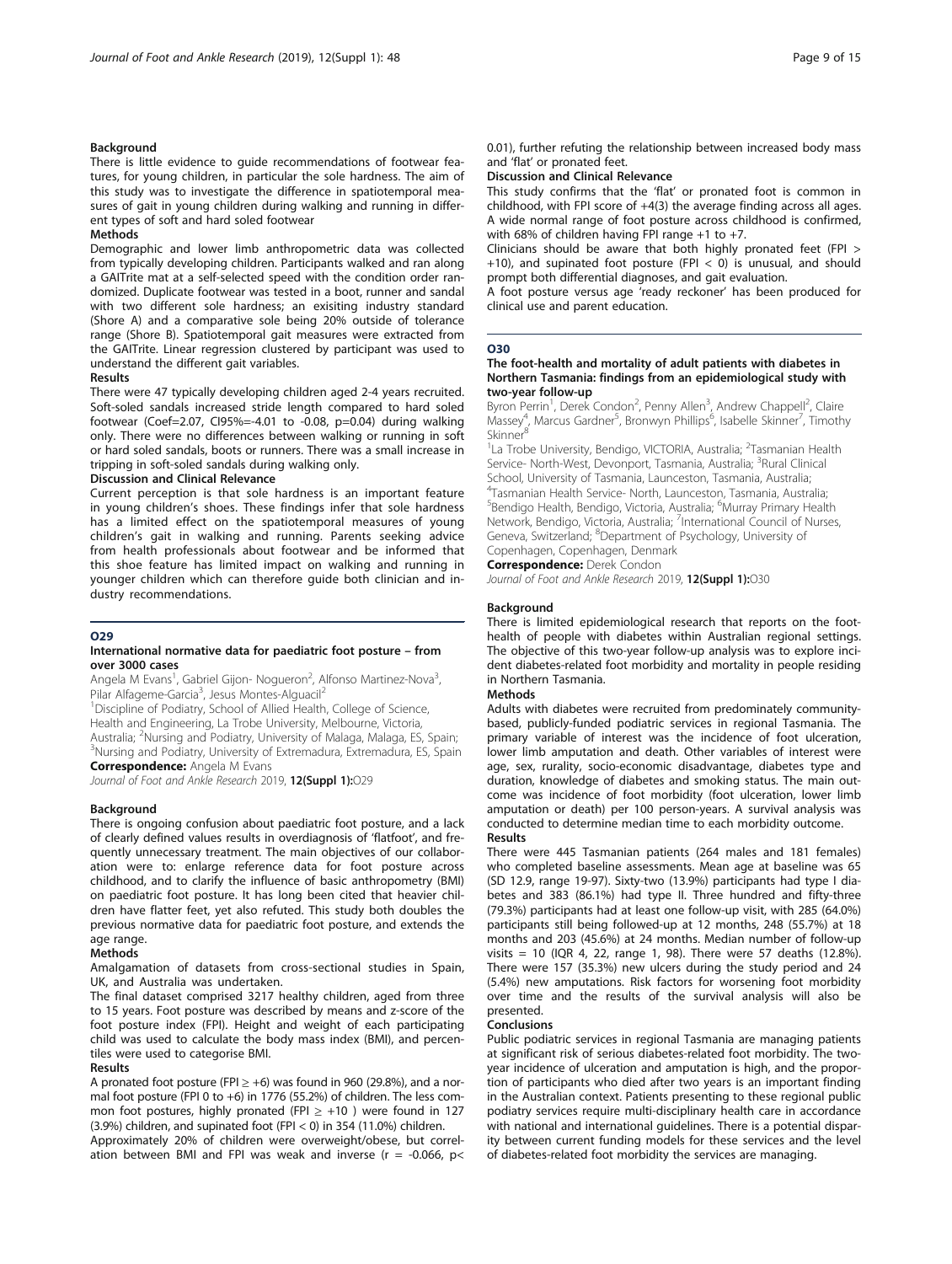### Background

There is little evidence to guide recommendations of footwear features, for young children, in particular the sole hardness. The aim of this study was to investigate the difference in spatiotemporal measures of gait in young children during walking and running in different types of soft and hard soled footwear

### Methods

Demographic and lower limb anthropometric data was collected from typically developing children. Participants walked and ran along a GAITrite mat at a self-selected speed with the condition order randomized. Duplicate footwear was tested in a boot, runner and sandal with two different sole hardness; an exisiting industry standard (Shore A) and a comparative sole being 20% outside of tolerance range (Shore B). Spatiotemporal gait measures were extracted from the GAITrite. Linear regression clustered by participant was used to understand the different gait variables.

### Results

There were 47 typically developing children aged 2-4 years recruited. Soft-soled sandals increased stride length compared to hard soled footwear (Coef=2.07, CI95%=-4.01 to -0.08, p=0.04) during walking only. There were no differences between walking or running in soft or hard soled sandals, boots or runners. There was a small increase in tripping in soft-soled sandals during walking only.

### Discussion and Clinical Relevance

Current perception is that sole hardness is an important feature in young children's shoes. These findings infer that sole hardness has a limited effect on the spatiotemporal measures of young children's gait in walking and running. Parents seeking advice from health professionals about footwear and be informed that this shoe feature has limited impact on walking and running in younger children which can therefore guide both clinician and industry recommendations.

## O29

### International normative data for paediatric foot posture – from over 3000 cases

Angela M Evans[1], Gabriel Gijon- Nogueron[2], Alfonso Martinez-Nova[3], Pilar Alfageme-Garcia[3], Jesus Montes-Alguacil[2]

[1]Discipline of Podiatry, School of Allied Health, College of Science, Health and Engineering, La Trobe University, Melbourne, Victoria, Australia; [2]Nursing and Podiatry, University of Malaga, Malaga, ES, Spain; [3]Nursing and Podiatry, University of Extremadura, Extremadura, ES, Spain

**Correspondence:** Angela M Evans

*Journal of Foot and Ankle Research* 2019, **12(Suppl 1):**O29

### Background

There is ongoing confusion about paediatric foot posture, and a lack of clearly defined values results in overdiagnosis of 'flatfoot', and frequently unnecessary treatment. The main objectives of our collaboration were to: enlarge reference data for foot posture across childhood, and to clarify the influence of basic anthropometry (BMI) on paediatric foot posture. It has long been cited that heavier children have flatter feet, yet also refuted. This study both doubles the previous normative data for paediatric foot posture, and extends the age range.

### Methods

Amalgamation of datasets from cross-sectional studies in Spain, UK, and Australia was undertaken.

The final dataset comprised 3217 healthy children, aged from three to 15 years. Foot posture was described by means and z-score of the foot posture index (FPI). Height and weight of each participating child was used to calculate the body mass index (BMI), and percentiles were used to categorise BMI.

### Results

A pronated foot posture (FPI ≥ +6) was found in 960 (29.8%), and a normal foot posture (FPI 0 to +6) in 1776 (55.2%) of children. The less common foot postures, highly pronated (FPI ≥ +10 ) were found in 127 (3.9%) children, and supinated foot (FPI < 0) in 354 (11.0%) children.

Approximately 20% of children were overweight/obese, but correlation between BMI and FPI was weak and inverse (r = -0.066, p< 0.01), further refuting the relationship between increased body mass and 'flat' or pronated feet.

### Discussion and Clinical Relevance

This study confirms that the 'flat' or pronated foot is common in childhood, with FPI score of +4(3) the average finding across all ages. A wide normal range of foot posture across childhood is confirmed, with 68% of children having FPI range +1 to +7.

Clinicians should be aware that both highly pronated feet (FPI > +10), and supinated foot posture (FPI < 0) is unusual, and should prompt both differential diagnoses, and gait evaluation.

A foot posture versus age 'ready reckoner' has been produced for clinical use and parent education.

## O30

### The foot-health and mortality of adult patients with diabetes in Northern Tasmania: findings from an epidemiological study with two-year follow-up

Byron Perrin[1], Derek Condon[2], Penny Allen[3], Andrew Chappell[2], Claire Massey[4], Marcus Gardner[5], Bronwyn Phillips[6], Isabelle Skinner[7], Timothy Skinner[8]

[1]La Trobe University, Bendigo, VICTORIA, Australia; [2]Tasmanian Health Service- North-West, Devonport, Tasmania, Australia; [3]Rural Clinical School, University of Tasmania, Launceston, Tasmania, Australia; [4]Tasmanian Health Service- North, Launceston, Tasmania, Australia; [5]Bendigo Health, Bendigo, Victoria, Australia; [6]Murray Primary Health Network, Bendigo, Victoria, Australia; [7]International Council of Nurses, Geneva, Switzerland; [8]Department of Psychology, University of Copenhagen, Copenhagen, Denmark

**Correspondence:** Derek Condon

*Journal of Foot and Ankle Research* 2019, **12(Suppl 1):**O30

### Background

There is limited epidemiological research that reports on the foot-health of people with diabetes within Australian regional settings. The objective of this two-year follow-up analysis was to explore incident diabetes-related foot morbidity and mortality in people residing in Northern Tasmania.

### Methods

Adults with diabetes were recruited from predominately community-based, publicly-funded podiatric services in regional Tasmania. The primary variable of interest was the incidence of foot ulceration, lower limb amputation and death. Other variables of interest were age, sex, rurality, socio-economic disadvantage, diabetes type and duration, knowledge of diabetes and smoking status. The main outcome was incidence of foot morbidity (foot ulceration, lower limb amputation or death) per 100 person-years. A survival analysis was conducted to determine median time to each morbidity outcome.

### Results

There were 445 Tasmanian patients (264 males and 181 females) who completed baseline assessments. Mean age at baseline was 65 (SD 12.9, range 19-97). Sixty-two (13.9%) participants had type I diabetes and 383 (86.1%) had type II. Three hundred and fifty-three (79.3%) participants had at least one follow-up visit, with 285 (64.0%) participants still being followed-up at 12 months, 248 (55.7%) at 18 months and 203 (45.6%) at 24 months. Median number of follow-up visits = 10 (IQR 4, 22, range 1, 98). There were 57 deaths (12.8%). There were 157 (35.3%) new ulcers during the study period and 24 (5.4%) new amputations. Risk factors for worsening foot morbidity over time and the results of the survival analysis will also be presented.

### Conclusions

Public podiatric services in regional Tasmania are managing patients at significant risk of serious diabetes-related foot morbidity. The two-year incidence of ulceration and amputation is high, and the proportion of participants who died after two years is an important finding in the Australian context. Patients presenting to these regional public podiatry services require multi-disciplinary health care in accordance with national and international guidelines. There is a potential disparity between current funding models for these services and the level of diabetes-related foot morbidity the services are managing.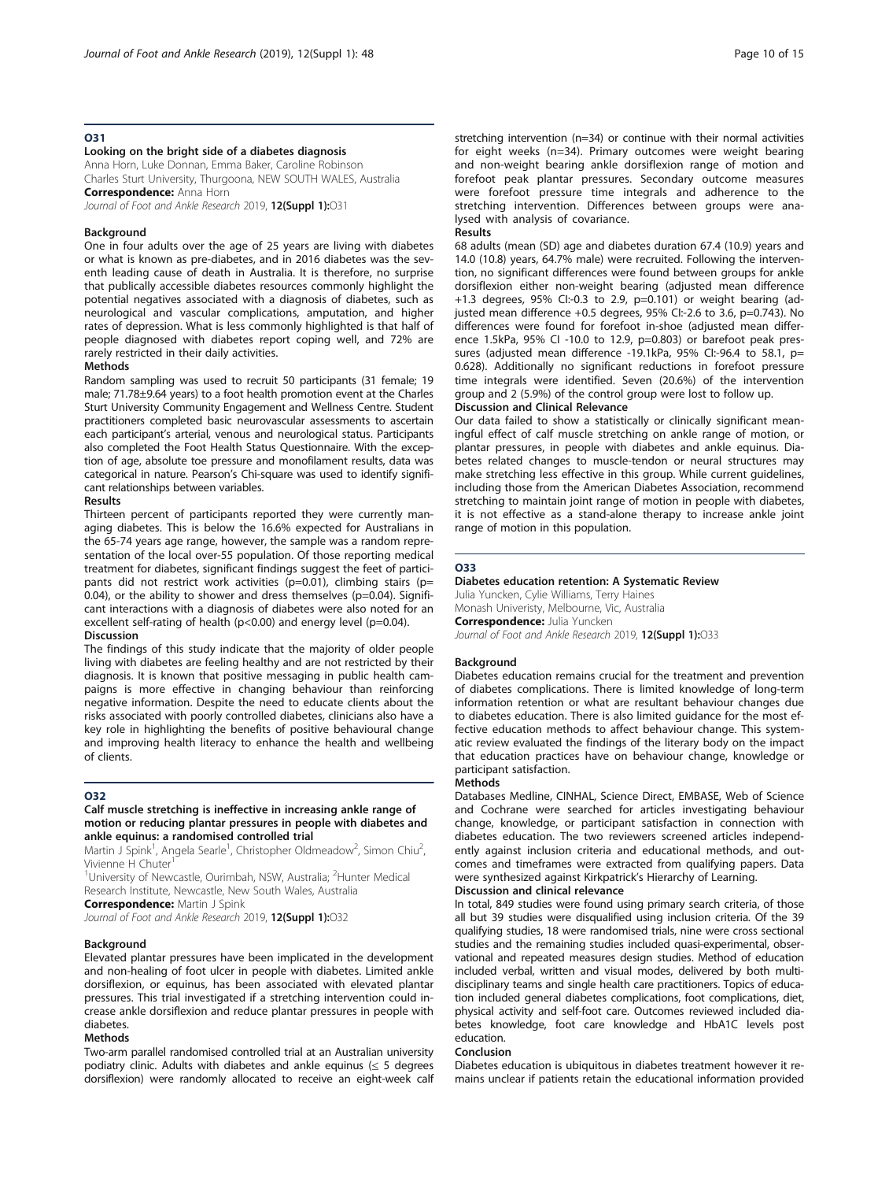## O31

### Looking on the bright side of a diabetes diagnosis

Anna Horn, Luke Donnan, Emma Baker, Caroline Robinson
Charles Sturt University, Thurgoona, NEW SOUTH WALES, Australia
**Correspondence:** Anna Horn
*Journal of Foot and Ankle Research* 2019, **12(Suppl 1):**O31

#### Background

One in four adults over the age of 25 years are living with diabetes or what is known as pre-diabetes, and in 2016 diabetes was the seventh leading cause of death in Australia. It is therefore, no surprise that publically accessible diabetes resources commonly highlight the potential negatives associated with a diagnosis of diabetes, such as neurological and vascular complications, amputation, and higher rates of depression. What is less commonly highlighted is that half of people diagnosed with diabetes report coping well, and 72% are rarely restricted in their daily activities.

#### Methods

Random sampling was used to recruit 50 participants (31 female; 19 male; 71.78±9.64 years) to a foot health promotion event at the Charles Sturt University Community Engagement and Wellness Centre. Student practitioners completed basic neurovascular assessments to ascertain each participant's arterial, venous and neurological status. Participants also completed the Foot Health Status Questionnaire. With the exception of age, absolute toe pressure and monofilament results, data was categorical in nature. Pearson's Chi-square was used to identify significant relationships between variables.

#### Results

Thirteen percent of participants reported they were currently managing diabetes. This is below the 16.6% expected for Australians in the 65-74 years age range, however, the sample was a random representation of the local over-55 population. Of those reporting medical treatment for diabetes, significant findings suggest the feet of participants did not restrict work activities ($p=0.01$), climbing stairs ($p=0.04$), or the ability to shower and dress themselves ($p=0.04$). Significant interactions with a diagnosis of diabetes were also noted for an excellent self-rating of health ($p<0.00$) and energy level ($p=0.04$).

#### Discussion

The findings of this study indicate that the majority of older people living with diabetes are feeling healthy and are not restricted by their diagnosis. It is known that positive messaging in public health campaigns is more effective in changing behaviour than reinforcing negative information. Despite the need to educate clients about the risks associated with poorly controlled diabetes, clinicians also have a key role in highlighting the benefits of positive behavioural change and improving health literacy to enhance the health and wellbeing of clients.

## O32

### Calf muscle stretching is ineffective in increasing ankle range of motion or reducing plantar pressures in people with diabetes and ankle equinus: a randomised controlled trial

Martin J Spink[1], Angela Searle[1], Christopher Oldmeadow[2], Simon Chiu[2], Vivienne H Chuter[1]
[1]University of Newcastle, Ourimbah, NSW, Australia; [2]Hunter Medical Research Institute, Newcastle, New South Wales, Australia
**Correspondence:** Martin J Spink
*Journal of Foot and Ankle Research* 2019, **12(Suppl 1):**O32

#### Background

Elevated plantar pressures have been implicated in the development and non-healing of foot ulcer in people with diabetes. Limited ankle dorsiflexion, or equinus, has been associated with elevated plantar pressures. This trial investigated if a stretching intervention could increase ankle dorsiflexion and reduce plantar pressures in people with diabetes.

#### Methods

Two-arm parallel randomised controlled trial at an Australian university podiatry clinic. Adults with diabetes and ankle equinus (≤ 5 degrees dorsiflexion) were randomly allocated to receive an eight-week calf stretching intervention (n=34) or continue with their normal activities for eight weeks (n=34). Primary outcomes were weight bearing and non-weight bearing ankle dorsiflexion range of motion and forefoot peak plantar pressures. Secondary outcome measures were forefoot pressure time integrals and adherence to the stretching intervention. Differences between groups were analysed with analysis of covariance.

#### Results

68 adults (mean (SD) age and diabetes duration 67.4 (10.9) years and 14.0 (10.8) years, 64.7% male) were recruited. Following the intervention, no significant differences were found between groups for ankle dorsiflexion either non-weight bearing (adjusted mean difference +1.3 degrees, 95% CI:-0.3 to 2.9, $p=0.101$) or weight bearing (adjusted mean difference +0.5 degrees, 95% CI:-2.6 to 3.6, $p=0.743$). No differences were found for forefoot in-shoe (adjusted mean difference 1.5kPa, 95% CI -10.0 to 12.9, $p=0.803$) or barefoot peak pressures (adjusted mean difference -19.1kPa, 95% CI:-96.4 to 58.1, $p=0.628$). Additionally no significant reductions in forefoot pressure time integrals were identified. Seven (20.6%) of the intervention group and 2 (5.9%) of the control group were lost to follow up.

#### Discussion and Clinical Relevance

Our data failed to show a statistically or clinically significant meaningful effect of calf muscle stretching on ankle range of motion, or plantar pressures, in people with diabetes and ankle equinus. Diabetes related changes to muscle-tendon or neural structures may make stretching less effective in this group. While current guidelines, including those from the American Diabetes Association, recommend stretching to maintain joint range of motion in people with diabetes, it is not effective as a stand-alone therapy to increase ankle joint range of motion in this population.

## O33

### Diabetes education retention: A Systematic Review

Julia Yuncken, Cylie Williams, Terry Haines
Monash Univeristy, Melbourne, Vic, Australia
**Correspondence:** Julia Yuncken
*Journal of Foot and Ankle Research* 2019, **12(Suppl 1):**O33

#### Background

Diabetes education remains crucial for the treatment and prevention of diabetes complications. There is limited knowledge of long-term information retention or what are resultant behaviour changes due to diabetes education. There is also limited guidance for the most effective education methods to affect behaviour change. This systematic review evaluated the findings of the literary body on the impact that education practices have on behaviour change, knowledge or participant satisfaction.

#### Methods

Databases Medline, CINHAL, Science Direct, EMBASE, Web of Science and Cochrane were searched for articles investigating behaviour change, knowledge, or participant satisfaction in connection with diabetes education. The two reviewers screened articles independently against inclusion criteria and educational methods, and outcomes and timeframes were extracted from qualifying papers. Data were synthesized against Kirkpatrick's Hierarchy of Learning.

#### Discussion and clinical relevance

In total, 849 studies were found using primary search criteria, of those all but 39 studies were disqualified using inclusion criteria. Of the 39 qualifying studies, 18 were randomised trials, nine were cross sectional studies and the remaining studies included quasi-experimental, observational and repeated measures design studies. Method of education included verbal, written and visual modes, delivered by both multidisciplinary teams and single health care practitioners. Topics of education included general diabetes complications, foot complications, diet, physical activity and self-foot care. Outcomes reviewed included diabetes knowledge, foot care knowledge and HbA1C levels post education.

#### Conclusion

Diabetes education is ubiquitous in diabetes treatment however it remains unclear if patients retain the educational information provided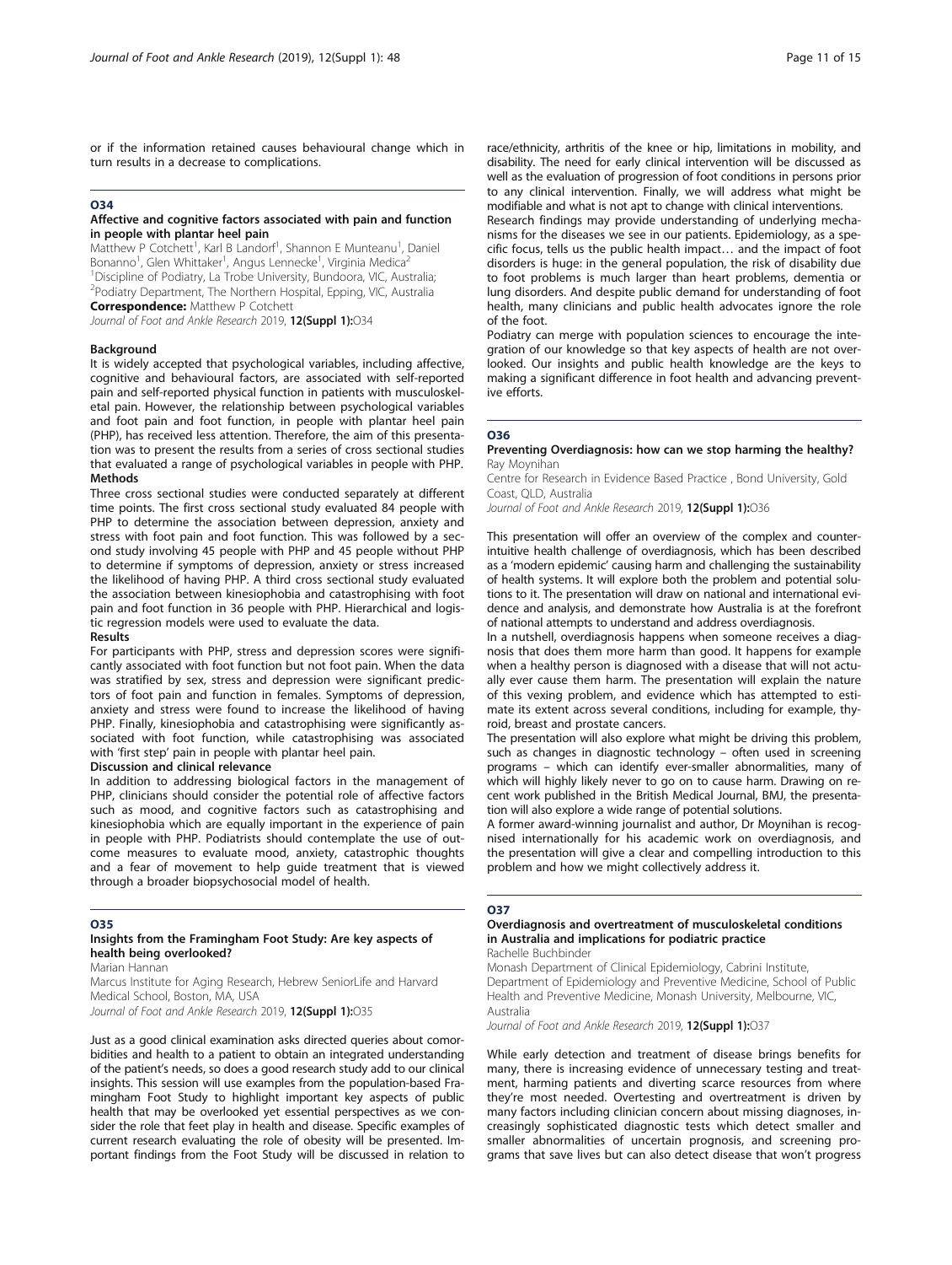or if the information retained causes behavioural change which in turn results in a decrease to complications.

## O34

### Affective and cognitive factors associated with pain and function in people with plantar heel pain

Matthew P Cotchett[1], Karl B Landorf[1], Shannon E Munteanu[1], Daniel Bonanno[1], Glen Whittaker[1], Angus Lennecke[1], Virginia Medica[2]

[1]Discipline of Podiatry, La Trobe University, Bundoora, VIC, Australia; [2]Podiatry Department, The Northern Hospital, Epping, VIC, Australia

**Correspondence:** Matthew P Cotchett

*Journal of Foot and Ankle Research* 2019, **12(Suppl 1):**O34

**Background**

It is widely accepted that psychological variables, including affective, cognitive and behavioural factors, are associated with self-reported pain and self-reported physical function in patients with musculoskeletal pain. However, the relationship between psychological variables and foot pain and foot function, in people with plantar heel pain (PHP), has received less attention. Therefore, the aim of this presentation was to present the results from a series of cross sectional studies that evaluated a range of psychological variables in people with PHP.

**Methods**

Three cross sectional studies were conducted separately at different time points. The first cross sectional study evaluated 84 people with PHP to determine the association between depression, anxiety and stress with foot pain and foot function. This was followed by a second study involving 45 people with PHP and 45 people without PHP to determine if symptoms of depression, anxiety or stress increased the likelihood of having PHP. A third cross sectional study evaluated the association between kinesiophobia and catastrophising with foot pain and foot function in 36 people with PHP. Hierarchical and logistic regression models were used to evaluate the data.

**Results**

For participants with PHP, stress and depression scores were significantly associated with foot function but not foot pain. When the data was stratified by sex, stress and depression were significant predictors of foot pain and function in females. Symptoms of depression, anxiety and stress were found to increase the likelihood of having PHP. Finally, kinesiophobia and catastrophising were significantly associated with foot function, while catastrophising was associated with 'first step' pain in people with plantar heel pain.

**Discussion and clinical relevance**

In addition to addressing biological factors in the management of PHP, clinicians should consider the potential role of affective factors such as mood, and cognitive factors such as catastrophising and kinesiophobia which are equally important in the experience of pain in people with PHP. Podiatrists should contemplate the use of outcome measures to evaluate mood, anxiety, catastrophic thoughts and a fear of movement to help guide treatment that is viewed through a broader biopsychosocial model of health.

## O35

### Insights from the Framingham Foot Study: Are key aspects of health being overlooked?

Marian Hannan

Marcus Institute for Aging Research, Hebrew SeniorLife and Harvard Medical School, Boston, MA, USA

*Journal of Foot and Ankle Research* 2019, **12(Suppl 1):**O35

Just as a good clinical examination asks directed queries about comorbidities and health to a patient to obtain an integrated understanding of the patient's needs, so does a good research study add to our clinical insights. This session will use examples from the population-based Framingham Foot Study to highlight important key aspects of public health that may be overlooked yet essential perspectives as we consider the role that feet play in health and disease. Specific examples of current research evaluating the role of obesity will be presented. Important findings from the Foot Study will be discussed in relation to race/ethnicity, arthritis of the knee or hip, limitations in mobility, and disability. The need for early clinical intervention will be discussed as well as the evaluation of progression of foot conditions in persons prior to any clinical intervention. Finally, we will address what might be modifiable and what is not apt to change with clinical interventions.

Research findings may provide understanding of underlying mechanisms for the diseases we see in our patients. Epidemiology, as a specific focus, tells us the public health impact… and the impact of foot disorders is huge: in the general population, the risk of disability due to foot problems is much larger than heart problems, dementia or lung disorders. And despite public demand for understanding of foot health, many clinicians and public health advocates ignore the role of the foot.

Podiatry can merge with population sciences to encourage the integration of our knowledge so that key aspects of health are not overlooked. Our insights and public health knowledge are the keys to making a significant difference in foot health and advancing preventive efforts.

## O36

### Preventing Overdiagnosis: how can we stop harming the healthy?

Ray Moynihan

Centre for Research in Evidence Based Practice , Bond University, Gold Coast, QLD, Australia

*Journal of Foot and Ankle Research* 2019, **12(Suppl 1):**O36

This presentation will offer an overview of the complex and counter-intuitive health challenge of overdiagnosis, which has been described as a 'modern epidemic' causing harm and challenging the sustainability of health systems. It will explore both the problem and potential solutions to it. The presentation will draw on national and international evidence and analysis, and demonstrate how Australia is at the forefront of national attempts to understand and address overdiagnosis.

In a nutshell, overdiagnosis happens when someone receives a diagnosis that does them more harm than good. It happens for example when a healthy person is diagnosed with a disease that will not actually ever cause them harm. The presentation will explain the nature of this vexing problem, and evidence which has attempted to estimate its extent across several conditions, including for example, thyroid, breast and prostate cancers.

The presentation will also explore what might be driving this problem, such as changes in diagnostic technology – often used in screening programs – which can identify ever-smaller abnormalities, many of which will highly likely never to go on to cause harm. Drawing on recent work published in the British Medical Journal, BMJ, the presentation will also explore a wide range of potential solutions.

A former award-winning journalist and author, Dr Moynihan is recognised internationally for his academic work on overdiagnosis, and the presentation will give a clear and compelling introduction to this problem and how we might collectively address it.

## O37

### Overdiagnosis and overtreatment of musculoskeletal conditions in Australia and implications for podiatric practice

Rachelle Buchbinder

Monash Department of Clinical Epidemiology, Cabrini Institute, Department of Epidemiology and Preventive Medicine, School of Public Health and Preventive Medicine, Monash University, Melbourne, VIC, Australia

*Journal of Foot and Ankle Research* 2019, **12(Suppl 1):**O37

While early detection and treatment of disease brings benefits for many, there is increasing evidence of unnecessary testing and treatment, harming patients and diverting scarce resources from where they're most needed. Overtesting and overtreatment is driven by many factors including clinician concern about missing diagnoses, increasingly sophisticated diagnostic tests which detect smaller and smaller abnormalities of uncertain prognosis, and screening programs that save lives but can also detect disease that won't progress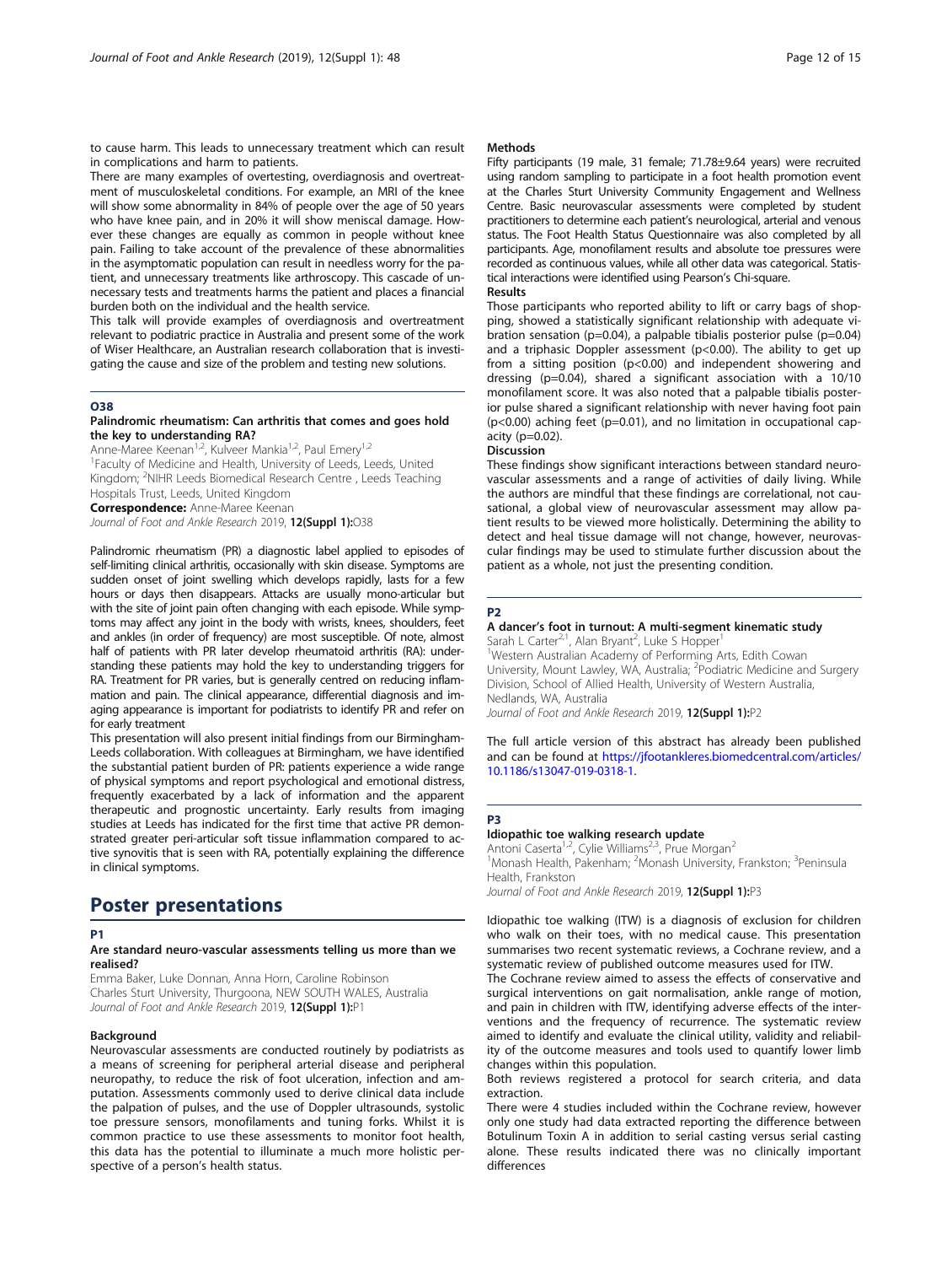to cause harm. This leads to unnecessary treatment which can result in complications and harm to patients.

There are many examples of overtesting, overdiagnosis and overtreatment of musculoskeletal conditions. For example, an MRI of the knee will show some abnormality in 84% of people over the age of 50 years who have knee pain, and in 20% it will show meniscal damage. However these changes are equally as common in people without knee pain. Failing to take account of the prevalence of these abnormalities in the asymptomatic population can result in needless worry for the patient, and unnecessary treatments like arthroscopy. This cascade of unnecessary tests and treatments harms the patient and places a financial burden both on the individual and the health service.

This talk will provide examples of overdiagnosis and overtreatment relevant to podiatric practice in Australia and present some of the work of Wiser Healthcare, an Australian research collaboration that is investigating the cause and size of the problem and testing new solutions.

### O38

#### Palindromic rheumatism: Can arthritis that comes and goes hold the key to understanding RA?

Anne-Maree Keenan[1,2], Kulveer Mankia[1,2], Paul Emery[1,2]
[1]Faculty of Medicine and Health, University of Leeds, Leeds, United Kingdom; [2]NIHR Leeds Biomedical Research Centre , Leeds Teaching Hospitals Trust, Leeds, United Kingdom
**Correspondence:** Anne-Maree Keenan
*Journal of Foot and Ankle Research* 2019, **12(Suppl 1):**O38

Palindromic rheumatism (PR) a diagnostic label applied to episodes of self-limiting clinical arthritis, occasionally with skin disease. Symptoms are sudden onset of joint swelling which develops rapidly, lasts for a few hours or days then disappears. Attacks are usually mono-articular but with the site of joint pain often changing with each episode. While symptoms may affect any joint in the body with wrists, knees, shoulders, feet and ankles (in order of frequency) are most susceptible. Of note, almost half of patients with PR later develop rheumatoid arthritis (RA): understanding these patients may hold the key to understanding triggers for RA. Treatment for PR varies, but is generally centred on reducing inflammation and pain. The clinical appearance, differential diagnosis and imaging appearance is important for podiatrists to identify PR and refer on for early treatment

This presentation will also present initial findings from our Birmingham-Leeds collaboration. With colleagues at Birmingham, we have identified the substantial patient burden of PR: patients experience a wide range of physical symptoms and report psychological and emotional distress, frequently exacerbated by a lack of information and the apparent therapeutic and prognostic uncertainty. Early results from imaging studies at Leeds has indicated for the first time that active PR demonstrated greater peri-articular soft tissue inflammation compared to active synovitis that is seen with RA, potentially explaining the difference in clinical symptoms.

## Poster presentations

### P1

#### Are standard neuro-vascular assessments telling us more than we realised?

Emma Baker, Luke Donnan, Anna Horn, Caroline Robinson
Charles Sturt University, Thurgoona, NEW SOUTH WALES, Australia
*Journal of Foot and Ankle Research* 2019, **12(Suppl 1):**P1

#### Background

Neurovascular assessments are conducted routinely by podiatrists as a means of screening for peripheral arterial disease and peripheral neuropathy, to reduce the risk of foot ulceration, infection and amputation. Assessments commonly used to derive clinical data include the palpation of pulses, and the use of Doppler ultrasounds, systolic toe pressure sensors, monofilaments and tuning forks. Whilst it is common practice to use these assessments to monitor foot health, this data has the potential to illuminate a much more holistic perspective of a person's health status.

#### Methods

Fifty participants (19 male, 31 female; 71.78±9.64 years) were recruited using random sampling to participate in a foot health promotion event at the Charles Sturt University Community Engagement and Wellness Centre. Basic neurovascular assessments were completed by student practitioners to determine each patient's neurological, arterial and venous status. The Foot Health Status Questionnaire was also completed by all participants. Age, monofilament results and absolute toe pressures were recorded as continuous values, while all other data was categorical. Statistical interactions were identified using Pearson's Chi-square.

#### Results

Those participants who reported ability to lift or carry bags of shopping, showed a statistically significant relationship with adequate vibration sensation ($p=0.04$), a palpable tibialis posterior pulse ($p=0.04$) and a triphasic Doppler assessment ($p<0.00$). The ability to get up from a sitting position ($p<0.00$) and independent showering and dressing ($p=0.04$), shared a significant association with a 10/10 monofilament score. It was also noted that a palpable tibialis posterior pulse shared a significant relationship with never having foot pain ($p<0.00$) aching feet ($p=0.01$), and no limitation in occupational capacity ($p=0.02$).

#### Discussion

These findings show significant interactions between standard neurovascular assessments and a range of activities of daily living. While the authors are mindful that these findings are correlational, not causational, a global view of neurovascular assessment may allow patient results to be viewed more holistically. Determining the ability to detect and heal tissue damage will not change, however, neurovascular findings may be used to stimulate further discussion about the patient as a whole, not just the presenting condition.

### P2

#### A dancer's foot in turnout: A multi-segment kinematic study

Sarah L Carter[2,1], Alan Bryant[2], Luke S Hopper[1]
[1]Western Australian Academy of Performing Arts, Edith Cowan University, Mount Lawley, WA, Australia; [2]Podiatric Medicine and Surgery Division, School of Allied Health, University of Western Australia, Nedlands, WA, Australia
*Journal of Foot and Ankle Research* 2019, **12(Suppl 1):**P2

The full article version of this abstract has already been published and can be found at https://jfootankleres.biomedcentral.com/articles/10.1186/s13047-019-0318-1.

### P3

#### Idiopathic toe walking research update

Antoni Caserta[1,2], Cylie Williams[2,3], Prue Morgan[2]
[1]Monash Health, Pakenham; [2]Monash University, Frankston; [3]Peninsula Health, Frankston
*Journal of Foot and Ankle Research* 2019, **12(Suppl 1):**P3

Idiopathic toe walking (ITW) is a diagnosis of exclusion for children who walk on their toes, with no medical cause. This presentation summarises two recent systematic reviews, a Cochrane review, and a systematic review of published outcome measures used for ITW.

The Cochrane review aimed to assess the effects of conservative and surgical interventions on gait normalisation, ankle range of motion, and pain in children with ITW, identifying adverse effects of the interventions and the frequency of recurrence. The systematic review aimed to identify and evaluate the clinical utility, validity and reliability of the outcome measures and tools used to quantify lower limb changes within this population.

Both reviews registered a protocol for search criteria, and data extraction.

There were 4 studies included within the Cochrane review, however only one study had data extracted reporting the difference between Botulinum Toxin A in addition to serial casting versus serial casting alone. These results indicated there was no clinically important differences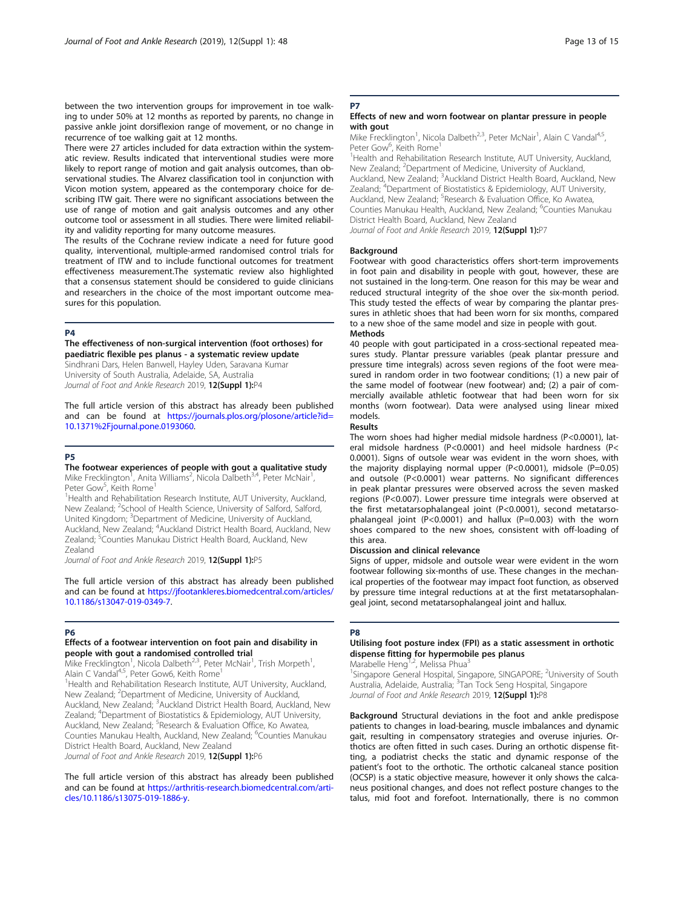between the two intervention groups for improvement in toe walking to under 50% at 12 months as reported by parents, no change in passive ankle joint dorsiflexion range of movement, or no change in recurrence of toe walking gait at 12 months.

There were 27 articles included for data extraction within the systematic review. Results indicated that interventional studies were more likely to report range of motion and gait analysis outcomes, than observational studies. The Alvarez classification tool in conjunction with Vicon motion system, appeared as the contemporary choice for describing ITW gait. There were no significant associations between the use of range of motion and gait analysis outcomes and any other outcome tool or assessment in all studies. There were limited reliability and validity reporting for many outcome measures.

The results of the Cochrane review indicate a need for future good quality, interventional, multiple-armed randomised control trials for treatment of ITW and to include functional outcomes for treatment effectiveness measurement.The systematic review also highlighted that a consensus statement should be considered to guide clinicians and researchers in the choice of the most important outcome measures for this population.

## P4

### The effectiveness of non-surgical intervention (foot orthoses) for paediatric flexible pes planus - a systematic review update

Sindhrani Dars, Helen Banwell, Hayley Uden, Saravana Kumar

University of South Australia, Adelaide, SA, Australia

*Journal of Foot and Ankle Research* 2019, **12(Suppl 1):**P4

The full article version of this abstract has already been published and can be found at https://journals.plos.org/plosone/article?id=10.1371%2Fjournal.pone.0193060.

## P5

### The footwear experiences of people with gout a qualitative study

Mike Frecklington[1], Anita Williams[2], Nicola Dalbeth[3,4], Peter McNair[1], Peter Gow[5], Keith Rome[1]

[1]Health and Rehabilitation Research Institute, AUT University, Auckland, New Zealand; [2]School of Health Science, University of Salford, Salford, United Kingdom; [3]Department of Medicine, University of Auckland, Auckland, New Zealand; [4]Auckland District Health Board, Auckland, New Zealand; [5]Counties Manukau District Health Board, Auckland, New Zealand

*Journal of Foot and Ankle Research* 2019, **12(Suppl 1):**P5

The full article version of this abstract has already been published and can be found at https://jfootankleres.biomedcentral.com/articles/10.1186/s13047-019-0349-7.

## P6

### Effects of a footwear intervention on foot pain and disability in people with gout a randomised controlled trial

Mike Frecklington[1], Nicola Dalbeth[2,3], Peter McNair[1], Trish Morpeth[1], Alain C Vandal[4,5], Peter Gow6, Keith Rome[1]

[1]Health and Rehabilitation Research Institute, AUT University, Auckland, New Zealand; [2]Department of Medicine, University of Auckland, Auckland, New Zealand; [3]Auckland District Health Board, Auckland, New Zealand; [4]Department of Biostatistics & Epidemiology, AUT University, Auckland, New Zealand; [5]Research & Evaluation Office, Ko Awatea, Counties Manukau Health, Auckland, New Zealand; [6]Counties Manukau District Health Board, Auckland, New Zealand

*Journal of Foot and Ankle Research* 2019, **12(Suppl 1):**P6

The full article version of this abstract has already been published and can be found at https://arthritis-research.biomedcentral.com/articles/10.1186/s13075-019-1886-y.

## P7

### Effects of new and worn footwear on plantar pressure in people with gout

Mike Frecklington[1], Nicola Dalbeth[2,3], Peter McNair[1], Alain C Vandal[4,5], Peter Gow[6], Keith Rome[1]

[1]Health and Rehabilitation Research Institute, AUT University, Auckland, New Zealand; [2]Department of Medicine, University of Auckland, Auckland, New Zealand; [3]Auckland District Health Board, Auckland, New Zealand; [4]Department of Biostatistics & Epidemiology, AUT University, Auckland, New Zealand; [5]Research & Evaluation Office, Ko Awatea, Counties Manukau Health, Auckland, New Zealand; [6]Counties Manukau District Health Board, Auckland, New Zealand

*Journal of Foot and Ankle Research* 2019, **12(Suppl 1):**P7

#### Background

Footwear with good characteristics offers short-term improvements in foot pain and disability in people with gout, however, these are not sustained in the long-term. One reason for this may be wear and reduced structural integrity of the shoe over the six-month period. This study tested the effects of wear by comparing the plantar pressures in athletic shoes that had been worn for six months, compared to a new shoe of the same model and size in people with gout.

#### Methods

40 people with gout participated in a cross-sectional repeated measures study. Plantar pressure variables (peak plantar pressure and pressure time integrals) across seven regions of the foot were measured in random order in two footwear conditions; (1) a new pair of the same model of footwear (new footwear) and; (2) a pair of commercially available athletic footwear that had been worn for six months (worn footwear). Data were analysed using linear mixed models.

#### Results

The worn shoes had higher medial midsole hardness ($P<0.0001$), lateral midsole hardness ($P<0.0001$) and heel midsole hardness ($P<0.0001$). Signs of outsole wear was evident in the worn shoes, with the majority displaying normal upper ($P<0.0001$), midsole ($P=0.05$) and outsole ($P<0.0001$) wear patterns. No significant differences in peak plantar pressures were observed across the seven masked regions ($P<0.007$). Lower pressure time integrals were observed at the first metatarsophalangeal joint ($P<0.0001$), second metatarsophalangeal joint ($P<0.0001$) and hallux ($P=0.003$) with the worn shoes compared to the new shoes, consistent with off-loading of this area.

#### Discussion and clinical relevance

Signs of upper, midsole and outsole wear were evident in the worn footwear following six-months of use. These changes in the mechanical properties of the footwear may impact foot function, as observed by pressure time integral reductions at at the first metatarsophalangeal joint, second metatarsophalangeal joint and hallux.

## P8

### Utilising foot posture index (FPI) as a static assessment in orthotic dispense fitting for hypermobile pes planus

Marabelle Heng[1,2], Melissa Phua[3]

[1]Singapore General Hospital, Singapore, SINGAPORE; [2]University of South Australia, Adelaide, Australia; [3]Tan Tock Seng Hospital, Singapore

*Journal of Foot and Ankle Research* 2019, **12(Suppl 1):**P8

**Background** Structural deviations in the foot and ankle predispose patients to changes in load-bearing, muscle imbalances and dynamic gait, resulting in compensatory strategies and overuse injuries. Orthotics are often fitted in such cases. During an orthotic dispense fitting, a podiatrist checks the static and dynamic response of the patient's foot to the orthotic. The orthotic calcaneal stance position (OCSP) is a static objective measure, however it only shows the calcaneus positional changes, and does not reflect posture changes to the talus, mid foot and forefoot. Internationally, there is no common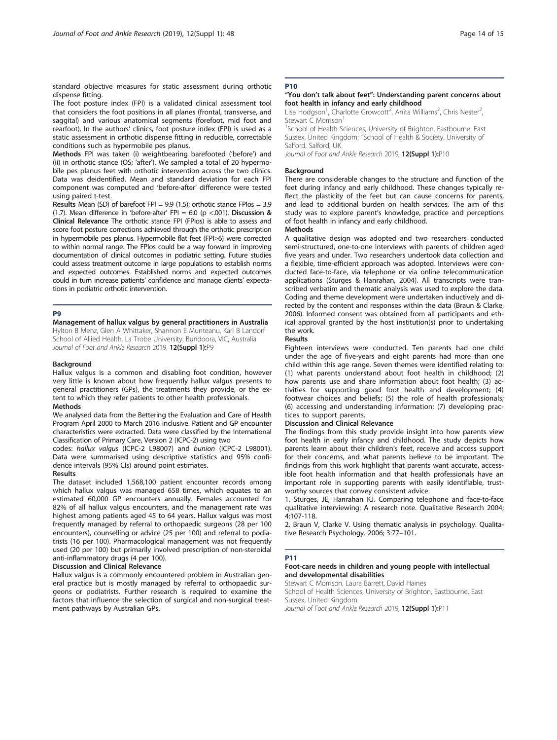standard objective measures for static assessment during orthotic dispense fitting.

The foot posture index (FPI) is a validated clinical assessment tool that considers the foot positions in all planes (frontal, transverse, and saggital) and various anatomical segments (forefoot, mid foot and rearfoot). In the authors' clinics, foot posture index (FPI) is used as a static assessment in orthotic dispense fitting in reducible, correctable conditions such as hypermobile pes planus.

**Methods** FPI was taken (i) weightbearing barefooted ('before') and (ii) in orthotic stance (OS; 'after'). We sampled a total of 20 hypermobile pes planus feet with orthotic intervention across the two clinics. Data was deidentified. Mean and standard deviation for each FPI component was computed and 'before-after' difference were tested using paired t-test.

**Results** Mean (SD) of barefoot FPI = 9.9 (1.5); orthotic stance FPIos = 3.9 (1.7). Mean difference in 'before-after' FPI = 6.0 ($p < .001$). **Discussion & Clinical Relevance** The orthotic stance FPI (FPIos) is able to assess and score foot posture corrections achieved through the orthotic prescription in hypermobile pes planus. Hypermobile flat feet (FPI≥6) were corrected to within normal range. The FPIos could be a way forward in improving documentation of clinical outcomes in podiatric setting. Future studies could assess treatment outcome in large populations to establish norms and expected outcomes. Established norms and expected outcomes could in turn increase patients' confidence and manage clients' expectations in podiatric orthotic intervention.

## P9

### Management of hallux valgus by general practitioners in Australia

Hylton B Menz, Glen A Whittaker, Shannon E Munteanu, Karl B Landorf

School of Allied Health, La Trobe University, Bundoora, VIC, Australia

*Journal of Foot and Ankle Research* 2019, **12(Suppl 1):**P9

#### Background

Hallux valgus is a common and disabling foot condition, however very little is known about how frequently hallux valgus presents to general practitioners (GPs), the treatments they provide, or the extent to which they refer patients to other health professionals.

#### Methods

We analysed data from the Bettering the Evaluation and Care of Health Program April 2000 to March 2016 inclusive. Patient and GP encounter characteristics were extracted. Data were classified by the International Classification of Primary Care, Version 2 (ICPC-2) using two codes: *hallux valgus* (ICPC-2 L98007) and *bunion* (ICPC-2 L98001). Data were summarised using descriptive statistics and 95% confidence intervals (95% CIs) around point estimates.

#### Results

The dataset included 1,568,100 patient encounter records among which hallux valgus was managed 658 times, which equates to an estimated 60,000 GP encounters annually. Females accounted for 82% of all hallux valgus encounters, and the management rate was highest among patients aged 45 to 64 years. Hallux valgus was most frequently managed by referral to orthopaedic surgeons (28 per 100 encounters), counselling or advice (25 per 100) and referral to podiatrists (16 per 100). Pharmacological management was not frequently used (20 per 100) but primarily involved prescription of non-steroidal anti-inflammatory drugs (4 per 100).

#### Discussion and Clinical Relevance

Hallux valgus is a commonly encountered problem in Australian general practice but is mostly managed by referral to orthopaedic surgeons or podiatrists. Further research is required to examine the factors that influence the selection of surgical and non-surgical treatment pathways by Australian GPs.

## P10

### "You don't talk about feet": Understanding parent concerns about foot health in infancy and early childhood

Lisa Hodgson[1], Charlotte Growcott[2], Anita Williams[2], Chris Nester[2], Stewart C Morrison[1]

[1]School of Health Sciences, University of Brighton, Eastbourne, East Sussex, United Kingdom; [2]School of Health & Society, University of Salford, Salford, UK

*Journal of Foot and Ankle Research* 2019, **12(Suppl 1):**P10

#### Background

There are considerable changes to the structure and function of the feet during infancy and early childhood. These changes typically reflect the plasticity of the feet but can cause concerns for parents, and lead to additional burden on health services. The aim of this study was to explore parent's knowledge, practice and perceptions of foot health in infancy and early childhood.

#### Methods

A qualitative design was adopted and two researchers conducted semi-structured, one-to-one interviews with parents of children aged five years and under. Two researchers undertook data collection and a flexible, time-efficient approach was adopted. Interviews were conducted face-to-face, via telephone or via online telecommunication applications (Sturges & Hanrahan, 2004). All transcripts were transcribed verbatim and thematic analysis was used to explore the data. Coding and theme development were undertaken inductively and directed by the content and responses within the data (Braun & Clarke, 2006). Informed consent was obtained from all participants and ethical approval granted by the host institution(s) prior to undertaking the work.

#### Results

Eighteen interviews were conducted. Ten parents had one child under the age of five-years and eight parents had more than one child within this age range. Seven themes were identified relating to: (1) what parents understand about foot health in childhood; (2) how parents use and share information about foot health; (3) activities for supporting good foot health and development; (4) footwear choices and beliefs; (5) the role of health professionals; (6) accessing and understanding information; (7) developing practices to support parents.

#### Discussion and Clinical Relevance

The findings from this study provide insight into how parents view foot health in early infancy and childhood. The study depicts how parents learn about their children's feet, receive and access support for their concerns, and what parents believe to be important. The findings from this work highlight that parents want accurate, accessible foot health information and that health professionals have an important role in supporting parents with easily identifiable, trustworthy sources that convey consistent advice.

1. Sturges, JE, Hanrahan KJ. Comparing telephone and face-to-face qualitative interviewing: A research note. Qualitative Research 2004; 4:107-118.
2. Braun V, Clarke V. Using thematic analysis in psychology. Qualitative Research Psychology. 2006; 3:77–101.

## P11

### Foot-care needs in children and young people with intellectual and developmental disabilities

Stewart C Morrison, Laura Barrett, David Haines

School of Health Sciences, University of Brighton, Eastbourne, East Sussex, United Kingdom

*Journal of Foot and Ankle Research* 2019, **12(Suppl 1):**P11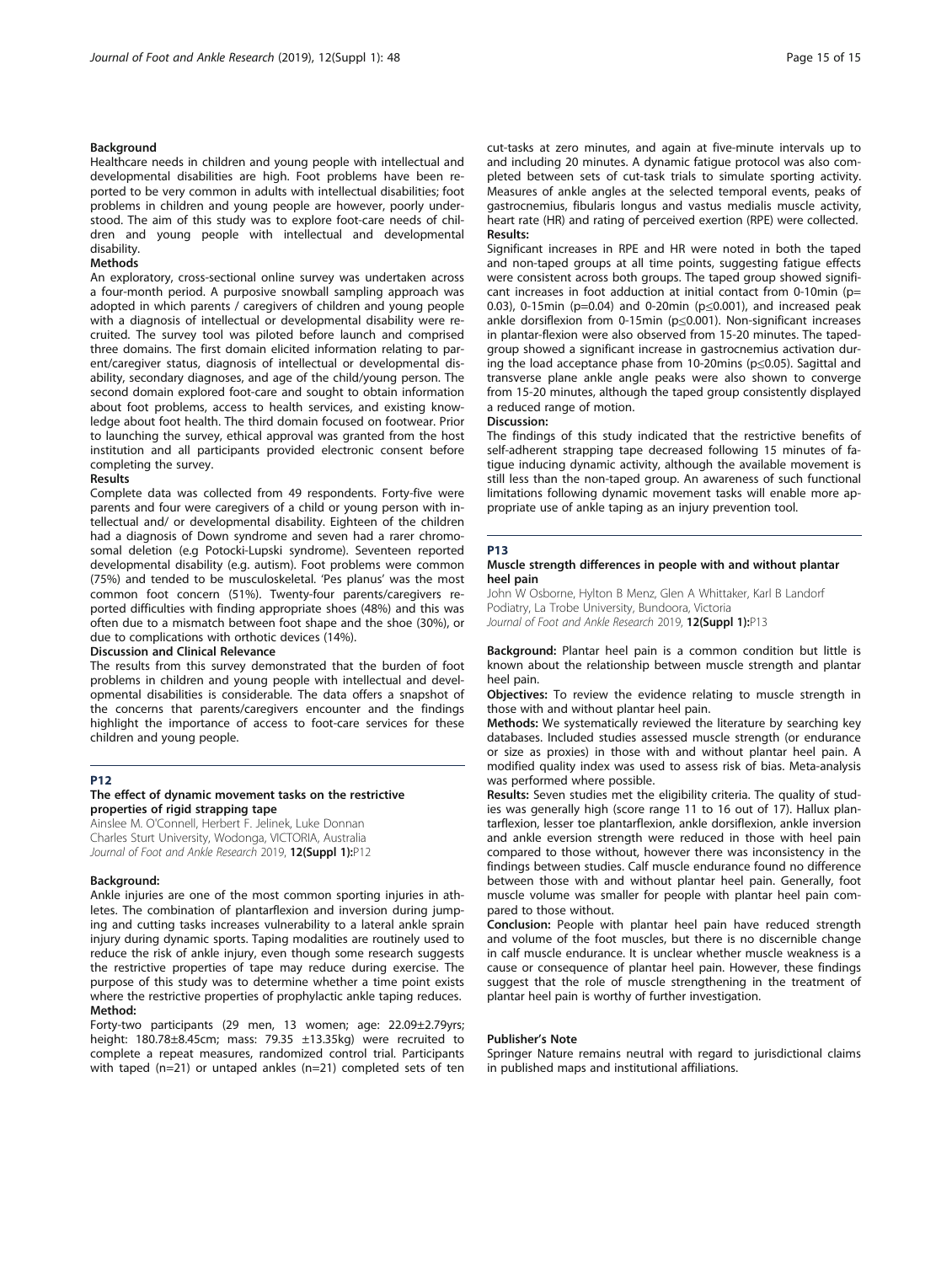**Background**

Healthcare needs in children and young people with intellectual and developmental disabilities are high. Foot problems have been reported to be very common in adults with intellectual disabilities; foot problems in children and young people are however, poorly understood. The aim of this study was to explore foot-care needs of children and young people with intellectual and developmental disability.

**Methods**

An exploratory, cross-sectional online survey was undertaken across a four-month period. A purposive snowball sampling approach was adopted in which parents / caregivers of children and young people with a diagnosis of intellectual or developmental disability were recruited. The survey tool was piloted before launch and comprised three domains. The first domain elicited information relating to parent/caregiver status, diagnosis of intellectual or developmental disability, secondary diagnoses, and age of the child/young person. The second domain explored foot-care and sought to obtain information about foot problems, access to health services, and existing knowledge about foot health. The third domain focused on footwear. Prior to launching the survey, ethical approval was granted from the host institution and all participants provided electronic consent before completing the survey.

**Results**

Complete data was collected from 49 respondents. Forty-five were parents and four were caregivers of a child or young person with intellectual and/ or developmental disability. Eighteen of the children had a diagnosis of Down syndrome and seven had a rarer chromosomal deletion (e.g Potocki-Lupski syndrome). Seventeen reported developmental disability (e.g. autism). Foot problems were common (75%) and tended to be musculoskeletal. 'Pes planus' was the most common foot concern (51%). Twenty-four parents/caregivers reported difficulties with finding appropriate shoes (48%) and this was often due to a mismatch between foot shape and the shoe (30%), or due to complications with orthotic devices (14%).

**Discussion and Clinical Relevance**

The results from this survey demonstrated that the burden of foot problems in children and young people with intellectual and developmental disabilities is considerable. The data offers a snapshot of the concerns that parents/caregivers encounter and the findings highlight the importance of access to foot-care services for these children and young people.

## P12

### The effect of dynamic movement tasks on the restrictive properties of rigid strapping tape

Ainslee M. O'Connell, Herbert F. Jelinek, Luke Donnan
Charles Sturt University, Wodonga, VICTORIA, Australia
*Journal of Foot and Ankle Research* 2019, **12(Suppl 1):**P12

**Background:**

Ankle injuries are one of the most common sporting injuries in athletes. The combination of plantarflexion and inversion during jumping and cutting tasks increases vulnerability to a lateral ankle sprain injury during dynamic sports. Taping modalities are routinely used to reduce the risk of ankle injury, even though some research suggests the restrictive properties of tape may reduce during exercise. The purpose of this study was to determine whether a time point exists where the restrictive properties of prophylactic ankle taping reduces.

**Method:**

Forty-two participants (29 men, 13 women; age: 22.09±2.79yrs; height: 180.78±8.45cm; mass: 79.35 ±13.35kg) were recruited to complete a repeat measures, randomized control trial. Participants with taped (n=21) or untaped ankles (n=21) completed sets of ten cut-tasks at zero minutes, and again at five-minute intervals up to and including 20 minutes. A dynamic fatigue protocol was also completed between sets of cut-task trials to simulate sporting activity. Measures of ankle angles at the selected temporal events, peaks of gastrocnemius, fibularis longus and vastus medialis muscle activity, heart rate (HR) and rating of perceived exertion (RPE) were collected.

**Results:**

Significant increases in RPE and HR were noted in both the taped and non-taped groups at all time points, suggesting fatigue effects were consistent across both groups. The taped group showed significant increases in foot adduction at initial contact from 0-10min ($p=0.03$), 0-15min ($p=0.04$) and 0-20min ($p\leq0.001$), and increased peak ankle dorsiflexion from 0-15min ($p\leq0.001$). Non-significant increases in plantar-flexion were also observed from 15-20 minutes. The taped-group showed a significant increase in gastrocnemius activation during the load acceptance phase from 10-20mins ($p\leq0.05$). Sagittal and transverse plane ankle angle peaks were also shown to converge from 15-20 minutes, although the taped group consistently displayed a reduced range of motion.

**Discussion:**

The findings of this study indicated that the restrictive benefits of self-adherent strapping tape decreased following 15 minutes of fatigue inducing dynamic activity, although the available movement is still less than the non-taped group. An awareness of such functional limitations following dynamic movement tasks will enable more appropriate use of ankle taping as an injury prevention tool.

## P13

### Muscle strength differences in people with and without plantar heel pain

John W Osborne, Hylton B Menz, Glen A Whittaker, Karl B Landorf
Podiatry, La Trobe University, Bundoora, Victoria
*Journal of Foot and Ankle Research* 2019, **12(Suppl 1):**P13

**Background:** Plantar heel pain is a common condition but little is known about the relationship between muscle strength and plantar heel pain.

**Objectives:** To review the evidence relating to muscle strength in those with and without plantar heel pain.

**Methods:** We systematically reviewed the literature by searching key databases. Included studies assessed muscle strength (or endurance or size as proxies) in those with and without plantar heel pain. A modified quality index was used to assess risk of bias. Meta-analysis was performed where possible.

**Results:** Seven studies met the eligibility criteria. The quality of studies was generally high (score range 11 to 16 out of 17). Hallux plantarflexion, lesser toe plantarflexion, ankle dorsiflexion, ankle inversion and ankle eversion strength were reduced in those with heel pain compared to those without, however there was inconsistency in the findings between studies. Calf muscle endurance found no difference between those with and without plantar heel pain. Generally, foot muscle volume was smaller for people with plantar heel pain compared to those without.

**Conclusion:** People with plantar heel pain have reduced strength and volume of the foot muscles, but there is no discernible change in calf muscle endurance. It is unclear whether muscle weakness is a cause or consequence of plantar heel pain. However, these findings suggest that the role of muscle strengthening in the treatment of plantar heel pain is worthy of further investigation.

**Publisher's Note**

Springer Nature remains neutral with regard to jurisdictional claims in published maps and institutional affiliations.